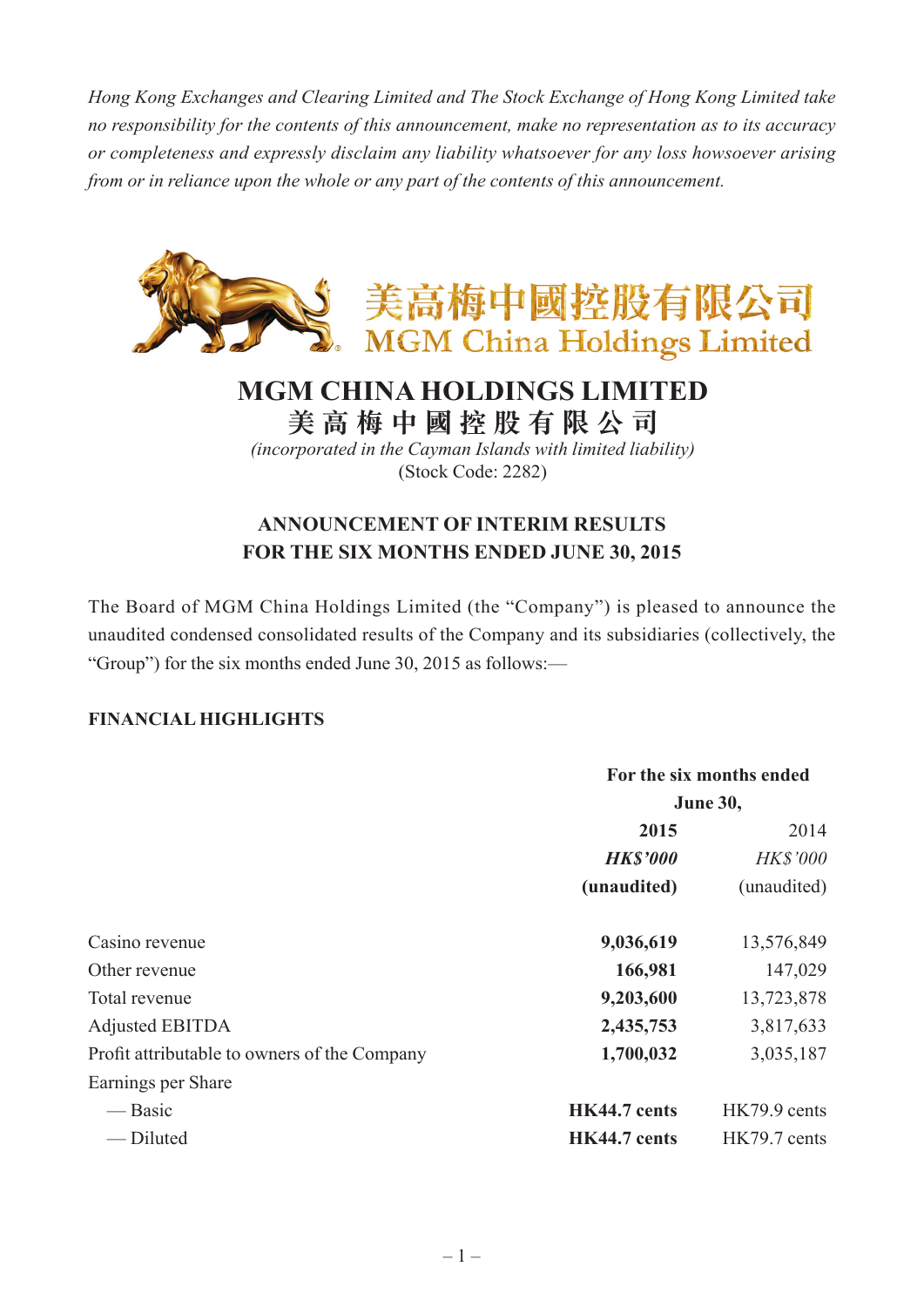*Hong Kong Exchanges and Clearing Limited and The Stock Exchange of Hong Kong Limited take no responsibility for the contents of this announcement, make no representation as to its accuracy or completeness and expressly disclaim any liability whatsoever for any loss howsoever arising from or in reliance upon the whole or any part of the contents of this announcement.*

美高梅中國控股有限公司
MGM China Holdings Limited

# MGM CHINA HOLDINGS LIMITED
# 美高梅中國控股有限公司

*(incorporated in the Cayman Islands with limited liability)*
(Stock Code: 2282)

## ANNOUNCEMENT OF INTERIM RESULTS FOR THE SIX MONTHS ENDED JUNE 30, 2015

The Board of MGM China Holdings Limited (the "Company") is pleased to announce the unaudited condensed consolidated results of the Company and its subsidiaries (collectively, the "Group") for the six months ended June 30, 2015 as follows:—

### FINANCIAL HIGHLIGHTS

| | For the six months ended June 30, | |
|---|---|---|
| | **2015** | 2014 |
| | ***HK$'000*** | *HK$'000* |
| | **(unaudited)** | (unaudited) |
| Casino revenue | **9,036,619** | 13,576,849 |
| Other revenue | **166,981** | 147,029 |
| Total revenue | **9,203,600** | 13,723,878 |
| Adjusted EBITDA | **2,435,753** | 3,817,633 |
| Profit attributable to owners of the Company | **1,700,032** | 3,035,187 |
| Earnings per Share | | |
| — Basic | **HK44.7 cents** | HK79.9 cents |
| — Diluted | **HK44.7 cents** | HK79.7 cents |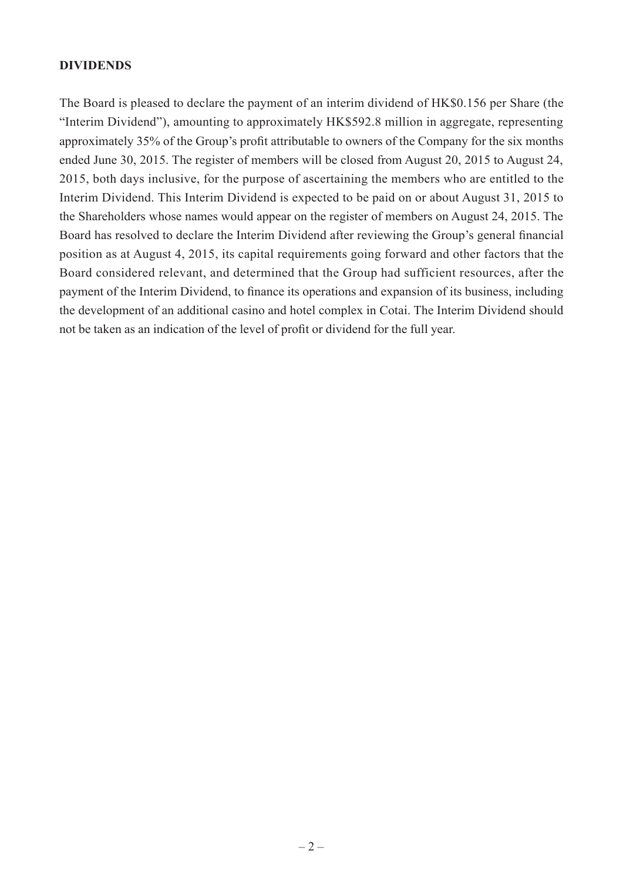## DIVIDENDS

The Board is pleased to declare the payment of an interim dividend of HK$0.156 per Share (the "Interim Dividend"), amounting to approximately HK$592.8 million in aggregate, representing approximately 35% of the Group's profit attributable to owners of the Company for the six months ended June 30, 2015. The register of members will be closed from August 20, 2015 to August 24, 2015, both days inclusive, for the purpose of ascertaining the members who are entitled to the Interim Dividend. This Interim Dividend is expected to be paid on or about August 31, 2015 to the Shareholders whose names would appear on the register of members on August 24, 2015. The Board has resolved to declare the Interim Dividend after reviewing the Group's general financial position as at August 4, 2015, its capital requirements going forward and other factors that the Board considered relevant, and determined that the Group had sufficient resources, after the payment of the Interim Dividend, to finance its operations and expansion of its business, including the development of an additional casino and hotel complex in Cotai. The Interim Dividend should not be taken as an indication of the level of profit or dividend for the full year.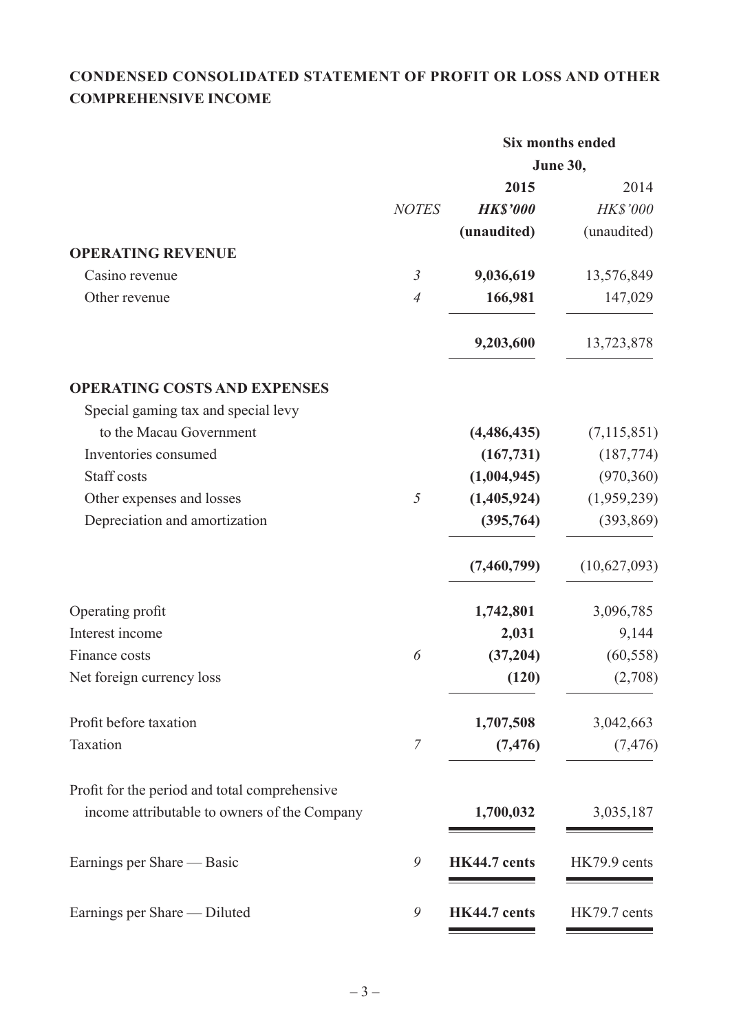## CONDENSED CONSOLIDATED STATEMENT OF PROFIT OR LOSS AND OTHER COMPREHENSIVE INCOME

| | | Six months ended June 30, | |
|---|---|---|---|
| | | **2015** | 2014 |
| | *NOTES* | ***HK$'000*** | *HK$'000* |
| | | **(unaudited)** | (unaudited) |
| **OPERATING REVENUE** | | | |
| Casino revenue | *3* | **9,036,619** | 13,576,849 |
| Other revenue | *4* | **166,981** | 147,029 |
| | | **9,203,600** | 13,723,878 |
| **OPERATING COSTS AND EXPENSES** | | | |
| Special gaming tax and special levy to the Macau Government | | **(4,486,435)** | (7,115,851) |
| Inventories consumed | | **(167,731)** | (187,774) |
| Staff costs | | **(1,004,945)** | (970,360) |
| Other expenses and losses | *5* | **(1,405,924)** | (1,959,239) |
| Depreciation and amortization | | **(395,764)** | (393,869) |
| | | **(7,460,799)** | (10,627,093) |
| Operating profit | | **1,742,801** | 3,096,785 |
| Interest income | | **2,031** | 9,144 |
| Finance costs | *6* | **(37,204)** | (60,558) |
| Net foreign currency loss | | **(120)** | (2,708) |
| Profit before taxation | | **1,707,508** | 3,042,663 |
| Taxation | *7* | **(7,476)** | (7,476) |
| Profit for the period and total comprehensive income attributable to owners of the Company | | **1,700,032** | 3,035,187 |
| Earnings per Share — Basic | *9* | **HK44.7 cents** | HK79.9 cents |
| Earnings per Share — Diluted | *9* | **HK44.7 cents** | HK79.7 cents |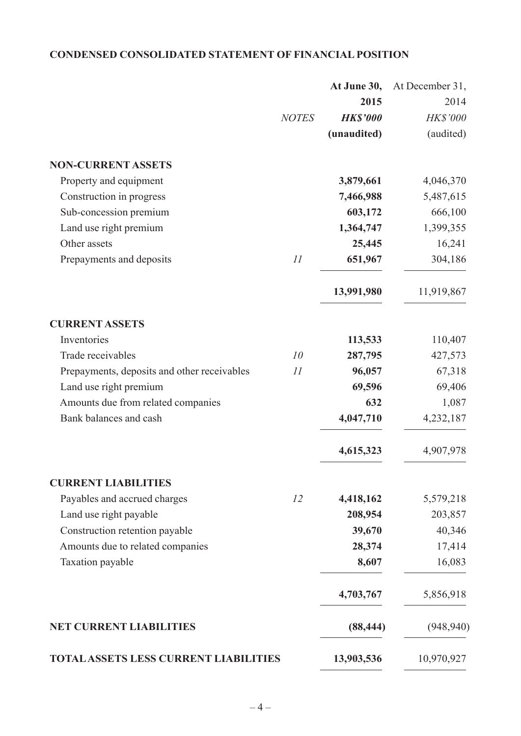## CONDENSED CONSOLIDATED STATEMENT OF FINANCIAL POSITION

| | NOTES | At June 30, 2015 HK$'000 (unaudited) | At December 31, 2014 HK$'000 (audited) |
|---|---|---|---|
| **NON-CURRENT ASSETS** | | | |
| Property and equipment | | **3,879,661** | 4,046,370 |
| Construction in progress | | **7,466,988** | 5,487,615 |
| Sub-concession premium | | **603,172** | 666,100 |
| Land use right premium | | **1,364,747** | 1,399,355 |
| Other assets | | **25,445** | 16,241 |
| Prepayments and deposits | 11 | **651,967** | 304,186 |
| | | **13,991,980** | 11,919,867 |
| **CURRENT ASSETS** | | | |
| Inventories | | **113,533** | 110,407 |
| Trade receivables | 10 | **287,795** | 427,573 |
| Prepayments, deposits and other receivables | 11 | **96,057** | 67,318 |
| Land use right premium | | **69,596** | 69,406 |
| Amounts due from related companies | | **632** | 1,087 |
| Bank balances and cash | | **4,047,710** | 4,232,187 |
| | | **4,615,323** | 4,907,978 |
| **CURRENT LIABILITIES** | | | |
| Payables and accrued charges | 12 | **4,418,162** | 5,579,218 |
| Land use right payable | | **208,954** | 203,857 |
| Construction retention payable | | **39,670** | 40,346 |
| Amounts due to related companies | | **28,374** | 17,414 |
| Taxation payable | | **8,607** | 16,083 |
| | | **4,703,767** | 5,856,918 |
| **NET CURRENT LIABILITIES** | | **(88,444)** | (948,940) |
| **TOTAL ASSETS LESS CURRENT LIABILITIES** | | **13,903,536** | 10,970,927 |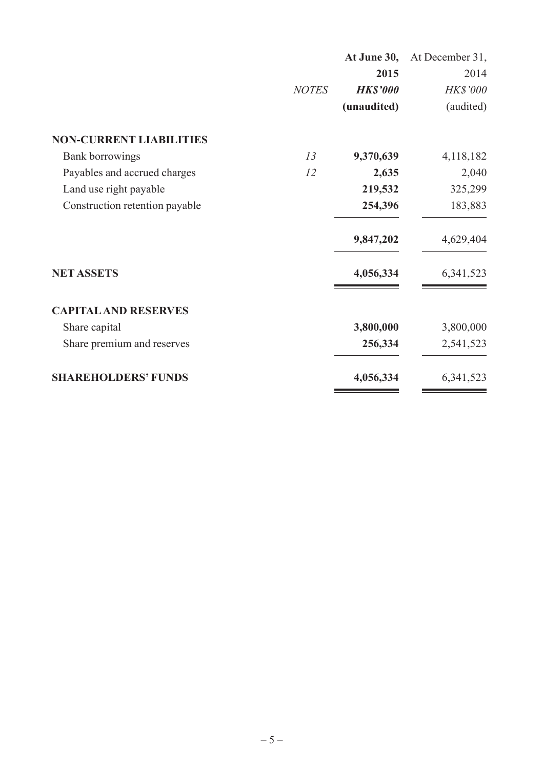| | *NOTES* | **At June 30, 2015** | At December 31, 2014 |
|---|---|---|---|
| | | ***HK$'000*** | *HK$'000* |
| | | **(unaudited)** | (audited) |
| **NON-CURRENT LIABILITIES** | | | |
| Bank borrowings | *13* | **9,370,639** | 4,118,182 |
| Payables and accrued charges | *12* | **2,635** | 2,040 |
| Land use right payable | | **219,532** | 325,299 |
| Construction retention payable | | **254,396** | 183,883 |
| | | **9,847,202** | 4,629,404 |
| **NET ASSETS** | | **4,056,334** | 6,341,523 |
| **CAPITAL AND RESERVES** | | | |
| Share capital | | **3,800,000** | 3,800,000 |
| Share premium and reserves | | **256,334** | 2,541,523 |
| **SHAREHOLDERS' FUNDS** | | **4,056,334** | 6,341,523 |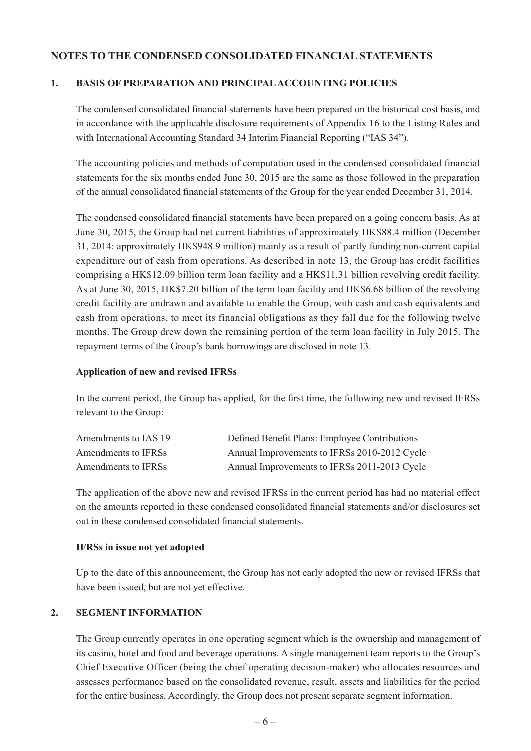## NOTES TO THE CONDENSED CONSOLIDATED FINANCIAL STATEMENTS

### 1. BASIS OF PREPARATION AND PRINCIPAL ACCOUNTING POLICIES

The condensed consolidated financial statements have been prepared on the historical cost basis, and in accordance with the applicable disclosure requirements of Appendix 16 to the Listing Rules and with International Accounting Standard 34 Interim Financial Reporting ("IAS 34").

The accounting policies and methods of computation used in the condensed consolidated financial statements for the six months ended June 30, 2015 are the same as those followed in the preparation of the annual consolidated financial statements of the Group for the year ended December 31, 2014.

The condensed consolidated financial statements have been prepared on a going concern basis. As at June 30, 2015, the Group had net current liabilities of approximately HK$88.4 million (December 31, 2014: approximately HK$948.9 million) mainly as a result of partly funding non-current capital expenditure out of cash from operations. As described in note 13, the Group has credit facilities comprising a HK$12.09 billion term loan facility and a HK$11.31 billion revolving credit facility. As at June 30, 2015, HK$7.20 billion of the term loan facility and HK$6.68 billion of the revolving credit facility are undrawn and available to enable the Group, with cash and cash equivalents and cash from operations, to meet its financial obligations as they fall due for the following twelve months. The Group drew down the remaining portion of the term loan facility in July 2015. The repayment terms of the Group's bank borrowings are disclosed in note 13.

**Application of new and revised IFRSs**

In the current period, the Group has applied, for the first time, the following new and revised IFRSs relevant to the Group:

| | |
|---|---|
| Amendments to IAS 19 | Defined Benefit Plans: Employee Contributions |
| Amendments to IFRSs | Annual Improvements to IFRSs 2010-2012 Cycle |
| Amendments to IFRSs | Annual Improvements to IFRSs 2011-2013 Cycle |

The application of the above new and revised IFRSs in the current period has had no material effect on the amounts reported in these condensed consolidated financial statements and/or disclosures set out in these condensed consolidated financial statements.

**IFRSs in issue not yet adopted**

Up to the date of this announcement, the Group has not early adopted the new or revised IFRSs that have been issued, but are not yet effective.

### 2. SEGMENT INFORMATION

The Group currently operates in one operating segment which is the ownership and management of its casino, hotel and food and beverage operations. A single management team reports to the Group's Chief Executive Officer (being the chief operating decision-maker) who allocates resources and assesses performance based on the consolidated revenue, result, assets and liabilities for the period for the entire business. Accordingly, the Group does not present separate segment information.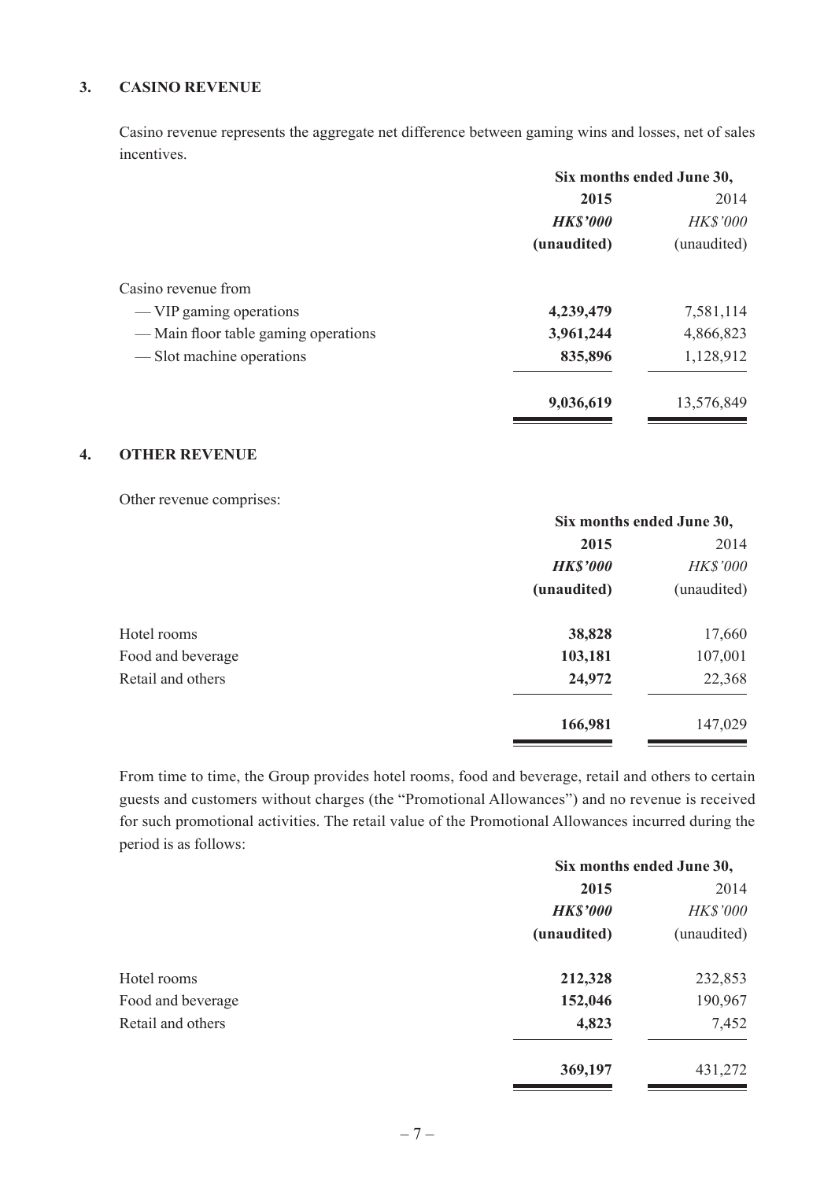## 3. CASINO REVENUE

Casino revenue represents the aggregate net difference between gaming wins and losses, net of sales incentives.

| | Six months ended June 30, | |
|---|---|---|
| | **2015** | 2014 |
| | ***HK$'000*** | *HK$'000* |
| | **(unaudited)** | (unaudited) |
| Casino revenue from | | |
| — VIP gaming operations | **4,239,479** | 7,581,114 |
| — Main floor table gaming operations | **3,961,244** | 4,866,823 |
| — Slot machine operations | **835,896** | 1,128,912 |
| | **9,036,619** | 13,576,849 |

## 4. OTHER REVENUE

Other revenue comprises:

| | Six months ended June 30, | |
|---|---|---|
| | **2015** | 2014 |
| | ***HK$'000*** | *HK$'000* |
| | **(unaudited)** | (unaudited) |
| Hotel rooms | **38,828** | 17,660 |
| Food and beverage | **103,181** | 107,001 |
| Retail and others | **24,972** | 22,368 |
| | **166,981** | 147,029 |

From time to time, the Group provides hotel rooms, food and beverage, retail and others to certain guests and customers without charges (the "Promotional Allowances") and no revenue is received for such promotional activities. The retail value of the Promotional Allowances incurred during the period is as follows:

| | Six months ended June 30, | |
|---|---|---|
| | **2015** | 2014 |
| | ***HK$'000*** | *HK$'000* |
| | **(unaudited)** | (unaudited) |
| Hotel rooms | **212,328** | 232,853 |
| Food and beverage | **152,046** | 190,967 |
| Retail and others | **4,823** | 7,452 |
| | **369,197** | 431,272 |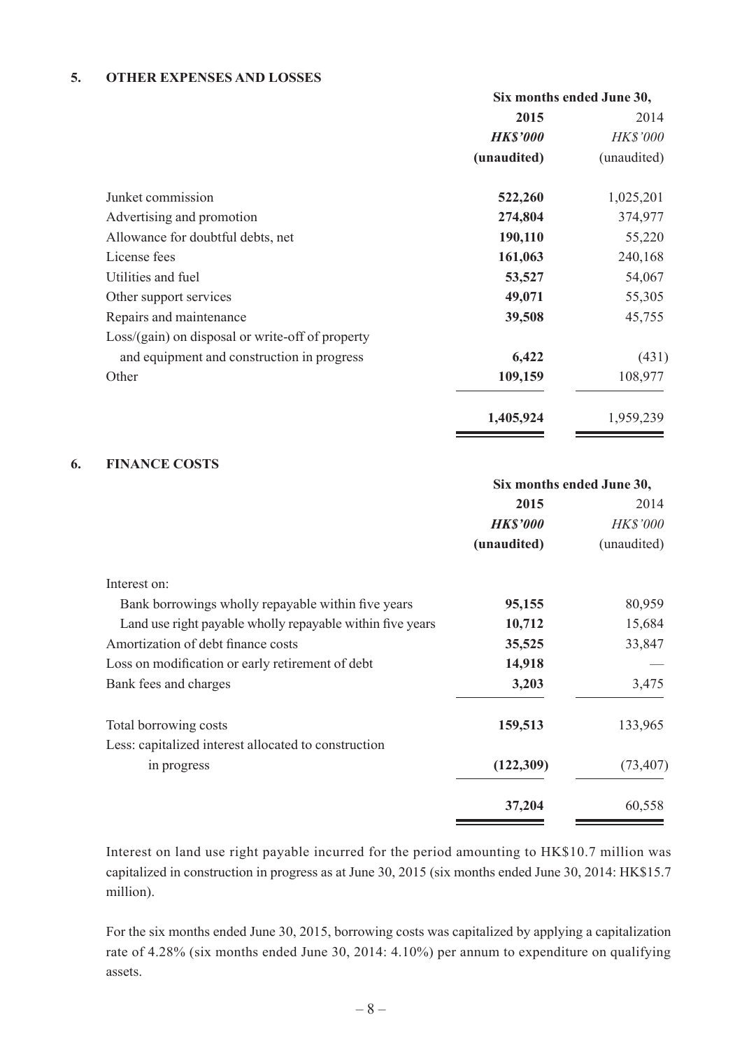## 5. OTHER EXPENSES AND LOSSES

| | Six months ended June 30, | |
|---|---|---|
| | **2015** | 2014 |
| | ***HK$'000*** | *HK$'000* |
| | **(unaudited)** | (unaudited) |
| Junket commission | **522,260** | 1,025,201 |
| Advertising and promotion | **274,804** | 374,977 |
| Allowance for doubtful debts, net | **190,110** | 55,220 |
| License fees | **161,063** | 240,168 |
| Utilities and fuel | **53,527** | 54,067 |
| Other support services | **49,071** | 55,305 |
| Repairs and maintenance | **39,508** | 45,755 |
| Loss/(gain) on disposal or write-off of property and equipment and construction in progress | **6,422** | (431) |
| Other | **109,159** | 108,977 |
| | **1,405,924** | 1,959,239 |

## 6. FINANCE COSTS

| | Six months ended June 30, | |
|---|---|---|
| | **2015** | 2014 |
| | ***HK$'000*** | *HK$'000* |
| | **(unaudited)** | (unaudited) |
| Interest on: | | |
| Bank borrowings wholly repayable within five years | **95,155** | 80,959 |
| Land use right payable wholly repayable within five years | **10,712** | 15,684 |
| Amortization of debt finance costs | **35,525** | 33,847 |
| Loss on modification or early retirement of debt | **14,918** | — |
| Bank fees and charges | **3,203** | 3,475 |
| Total borrowing costs | **159,513** | 133,965 |
| Less: capitalized interest allocated to construction in progress | **(122,309)** | (73,407) |
| | **37,204** | 60,558 |

Interest on land use right payable incurred for the period amounting to HK$10.7 million was capitalized in construction in progress as at June 30, 2015 (six months ended June 30, 2014: HK$15.7 million).

For the six months ended June 30, 2015, borrowing costs was capitalized by applying a capitalization rate of 4.28% (six months ended June 30, 2014: 4.10%) per annum to expenditure on qualifying assets.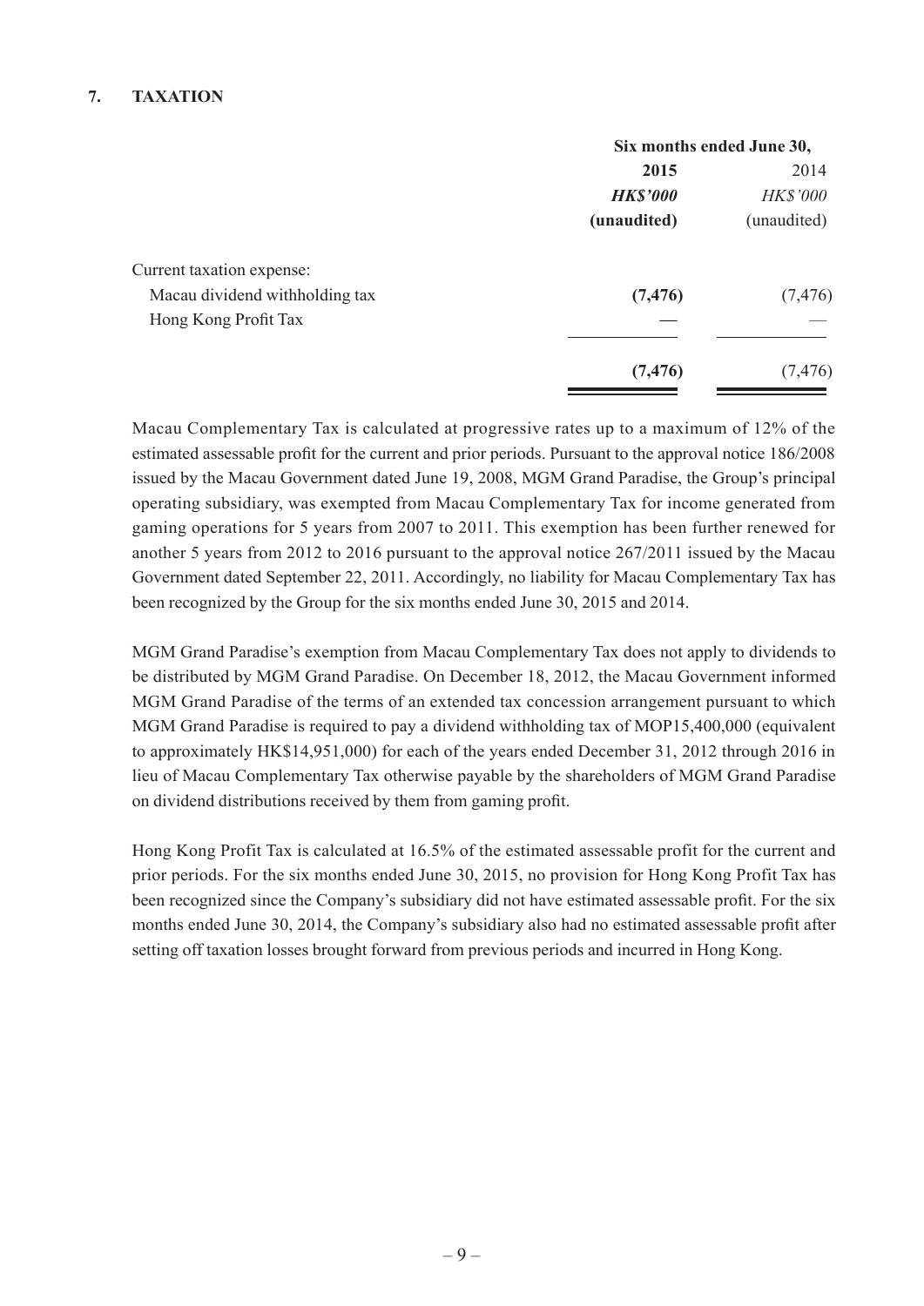## 7. TAXATION

| | Six months ended June 30, | |
|---|---|---|
| | **2015** | 2014 |
| | ***HK$'000*** | *HK$'000* |
| | **(unaudited)** | (unaudited) |
| Current taxation expense: | | |
| Macau dividend withholding tax | **(7,476)** | (7,476) |
| Hong Kong Profit Tax | **—** | — |
| | **(7,476)** | (7,476) |

Macau Complementary Tax is calculated at progressive rates up to a maximum of 12% of the estimated assessable profit for the current and prior periods. Pursuant to the approval notice 186/2008 issued by the Macau Government dated June 19, 2008, MGM Grand Paradise, the Group's principal operating subsidiary, was exempted from Macau Complementary Tax for income generated from gaming operations for 5 years from 2007 to 2011. This exemption has been further renewed for another 5 years from 2012 to 2016 pursuant to the approval notice 267/2011 issued by the Macau Government dated September 22, 2011. Accordingly, no liability for Macau Complementary Tax has been recognized by the Group for the six months ended June 30, 2015 and 2014.

MGM Grand Paradise's exemption from Macau Complementary Tax does not apply to dividends to be distributed by MGM Grand Paradise. On December 18, 2012, the Macau Government informed MGM Grand Paradise of the terms of an extended tax concession arrangement pursuant to which MGM Grand Paradise is required to pay a dividend withholding tax of MOP15,400,000 (equivalent to approximately HK$14,951,000) for each of the years ended December 31, 2012 through 2016 in lieu of Macau Complementary Tax otherwise payable by the shareholders of MGM Grand Paradise on dividend distributions received by them from gaming profit.

Hong Kong Profit Tax is calculated at 16.5% of the estimated assessable profit for the current and prior periods. For the six months ended June 30, 2015, no provision for Hong Kong Profit Tax has been recognized since the Company's subsidiary did not have estimated assessable profit. For the six months ended June 30, 2014, the Company's subsidiary also had no estimated assessable profit after setting off taxation losses brought forward from previous periods and incurred in Hong Kong.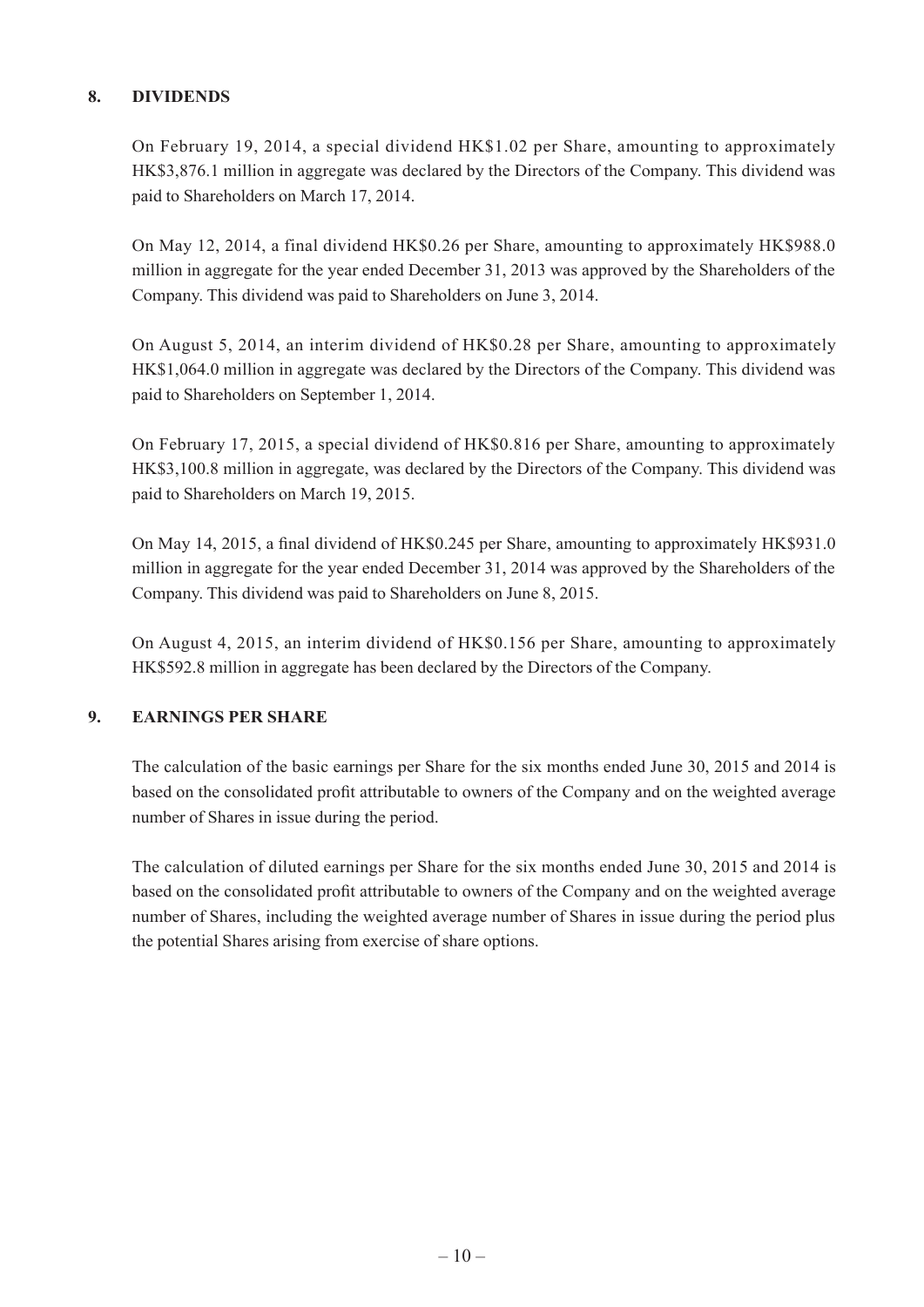## 8. DIVIDENDS

On February 19, 2014, a special dividend HK$1.02 per Share, amounting to approximately HK$3,876.1 million in aggregate was declared by the Directors of the Company. This dividend was paid to Shareholders on March 17, 2014.

On May 12, 2014, a final dividend HK$0.26 per Share, amounting to approximately HK$988.0 million in aggregate for the year ended December 31, 2013 was approved by the Shareholders of the Company. This dividend was paid to Shareholders on June 3, 2014.

On August 5, 2014, an interim dividend of HK$0.28 per Share, amounting to approximately HK$1,064.0 million in aggregate was declared by the Directors of the Company. This dividend was paid to Shareholders on September 1, 2014.

On February 17, 2015, a special dividend of HK$0.816 per Share, amounting to approximately HK$3,100.8 million in aggregate, was declared by the Directors of the Company. This dividend was paid to Shareholders on March 19, 2015.

On May 14, 2015, a final dividend of HK$0.245 per Share, amounting to approximately HK$931.0 million in aggregate for the year ended December 31, 2014 was approved by the Shareholders of the Company. This dividend was paid to Shareholders on June 8, 2015.

On August 4, 2015, an interim dividend of HK$0.156 per Share, amounting to approximately HK$592.8 million in aggregate has been declared by the Directors of the Company.

## 9. EARNINGS PER SHARE

The calculation of the basic earnings per Share for the six months ended June 30, 2015 and 2014 is based on the consolidated profit attributable to owners of the Company and on the weighted average number of Shares in issue during the period.

The calculation of diluted earnings per Share for the six months ended June 30, 2015 and 2014 is based on the consolidated profit attributable to owners of the Company and on the weighted average number of Shares, including the weighted average number of Shares in issue during the period plus the potential Shares arising from exercise of share options.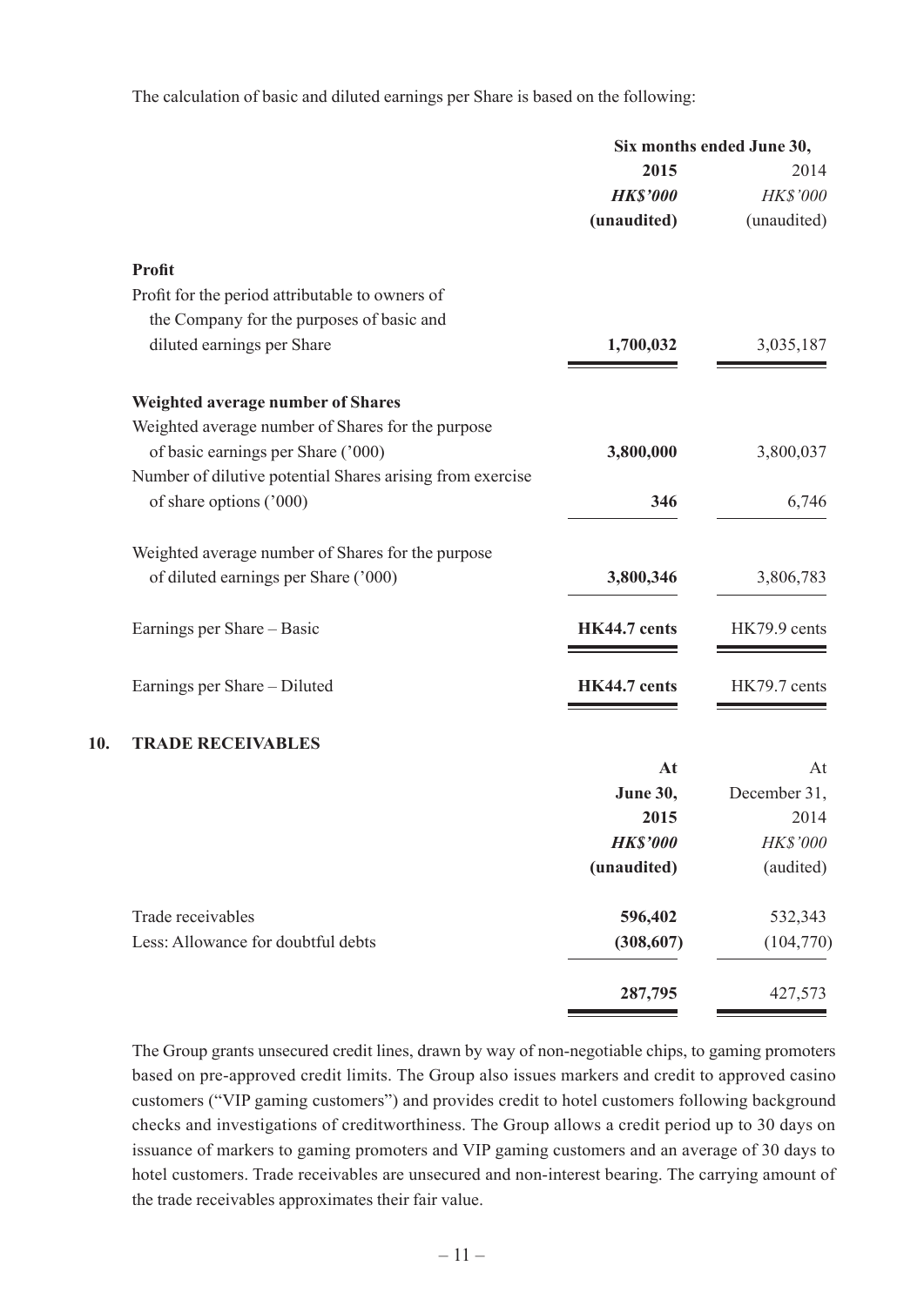The calculation of basic and diluted earnings per Share is based on the following:

| | Six months ended June 30, | |
|---|---|---|
| | **2015** | 2014 |
| | ***HK$'000*** | *HK$'000* |
| | **(unaudited)** | (unaudited) |
| **Profit** | | |
| Profit for the period attributable to owners of the Company for the purposes of basic and diluted earnings per Share | **1,700,032** | 3,035,187 |
| **Weighted average number of Shares** | | |
| Weighted average number of Shares for the purpose of basic earnings per Share ('000) | **3,800,000** | 3,800,037 |
| Number of dilutive potential Shares arising from exercise of share options ('000) | **346** | 6,746 |
| Weighted average number of Shares for the purpose of diluted earnings per Share ('000) | **3,800,346** | 3,806,783 |
| Earnings per Share – Basic | **HK44.7 cents** | HK79.9 cents |
| Earnings per Share – Diluted | **HK44.7 cents** | HK79.7 cents |

## 10. TRADE RECEIVABLES

| | At | At |
|---|---|---|
| | **June 30,** | December 31, |
| | **2015** | 2014 |
| | ***HK$'000*** | *HK$'000* |
| | **(unaudited)** | (audited) |
| Trade receivables | **596,402** | 532,343 |
| Less: Allowance for doubtful debts | **(308,607)** | (104,770) |
| | **287,795** | 427,573 |

The Group grants unsecured credit lines, drawn by way of non-negotiable chips, to gaming promoters based on pre-approved credit limits. The Group also issues markers and credit to approved casino customers ("VIP gaming customers") and provides credit to hotel customers following background checks and investigations of creditworthiness. The Group allows a credit period up to 30 days on issuance of markers to gaming promoters and VIP gaming customers and an average of 30 days to hotel customers. Trade receivables are unsecured and non-interest bearing. The carrying amount of the trade receivables approximates their fair value.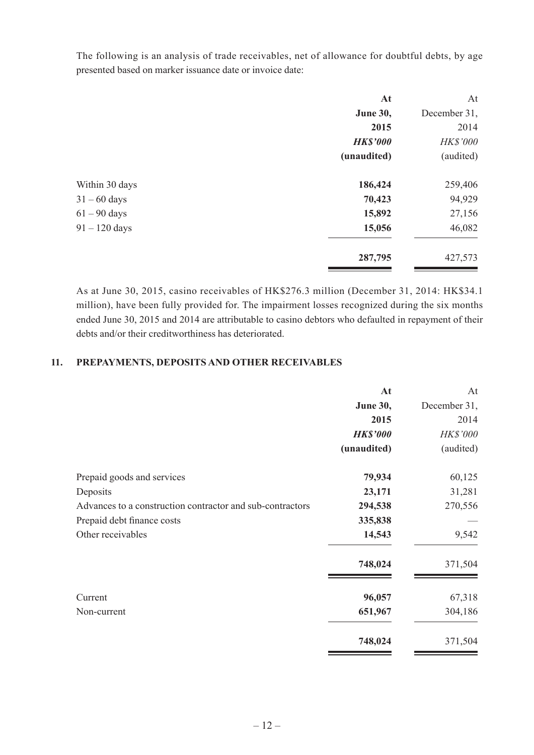The following is an analysis of trade receivables, net of allowance for doubtful debts, by age presented based on marker issuance date or invoice date:

| | **At June 30, 2015** | At December 31, 2014 |
|---|---|---|
| | ***HK$'000*** | *HK$'000* |
| | **(unaudited)** | (audited) |
| Within 30 days | **186,424** | 259,406 |
| 31 – 60 days | **70,423** | 94,929 |
| 61 – 90 days | **15,892** | 27,156 |
| 91 – 120 days | **15,056** | 46,082 |
| | **287,795** | 427,573 |

As at June 30, 2015, casino receivables of HK$276.3 million (December 31, 2014: HK$34.1 million), have been fully provided for. The impairment losses recognized during the six months ended June 30, 2015 and 2014 are attributable to casino debtors who defaulted in repayment of their debts and/or their creditworthiness has deteriorated.

## 11. PREPAYMENTS, DEPOSITS AND OTHER RECEIVABLES

| | **At June 30, 2015** | At December 31, 2014 |
|---|---|---|
| | ***HK$'000*** | *HK$'000* |
| | **(unaudited)** | (audited) |
| Prepaid goods and services | **79,934** | 60,125 |
| Deposits | **23,171** | 31,281 |
| Advances to a construction contractor and sub-contractors | **294,538** | 270,556 |
| Prepaid debt finance costs | **335,838** | — |
| Other receivables | **14,543** | 9,542 |
| | **748,024** | 371,504 |
| Current | **96,057** | 67,318 |
| Non-current | **651,967** | 304,186 |
| | **748,024** | 371,504 |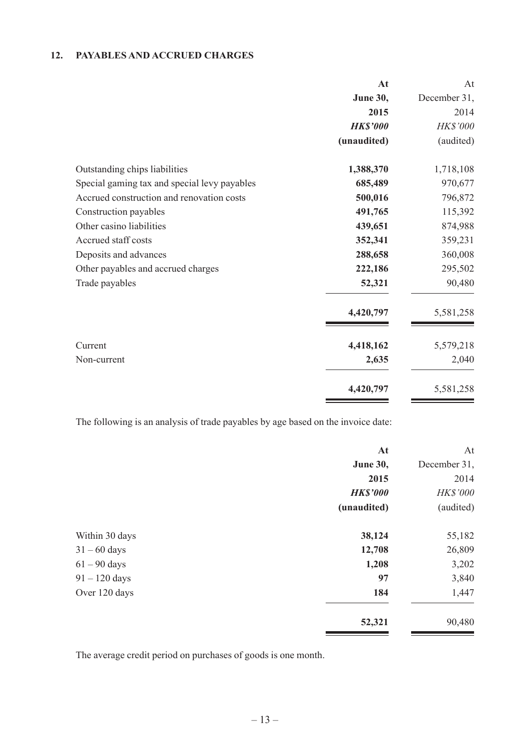## 12. PAYABLES AND ACCRUED CHARGES

| | **At June 30, 2015** | At December 31, 2014 |
|---|---|---|
| | ***HK$'000*** | *HK$'000* |
| | **(unaudited)** | (audited) |
| Outstanding chips liabilities | **1,388,370** | 1,718,108 |
| Special gaming tax and special levy payables | **685,489** | 970,677 |
| Accrued construction and renovation costs | **500,016** | 796,872 |
| Construction payables | **491,765** | 115,392 |
| Other casino liabilities | **439,651** | 874,988 |
| Accrued staff costs | **352,341** | 359,231 |
| Deposits and advances | **288,658** | 360,008 |
| Other payables and accrued charges | **222,186** | 295,502 |
| Trade payables | **52,321** | 90,480 |
| | **4,420,797** | 5,581,258 |
| Current | **4,418,162** | 5,579,218 |
| Non-current | **2,635** | 2,040 |
| | **4,420,797** | 5,581,258 |

The following is an analysis of trade payables by age based on the invoice date:

| | **At June 30, 2015** | At December 31, 2014 |
|---|---|---|
| | ***HK$'000*** | *HK$'000* |
| | **(unaudited)** | (audited) |
| Within 30 days | **38,124** | 55,182 |
| 31 – 60 days | **12,708** | 26,809 |
| 61 – 90 days | **1,208** | 3,202 |
| 91 – 120 days | **97** | 3,840 |
| Over 120 days | **184** | 1,447 |
| | **52,321** | 90,480 |

The average credit period on purchases of goods is one month.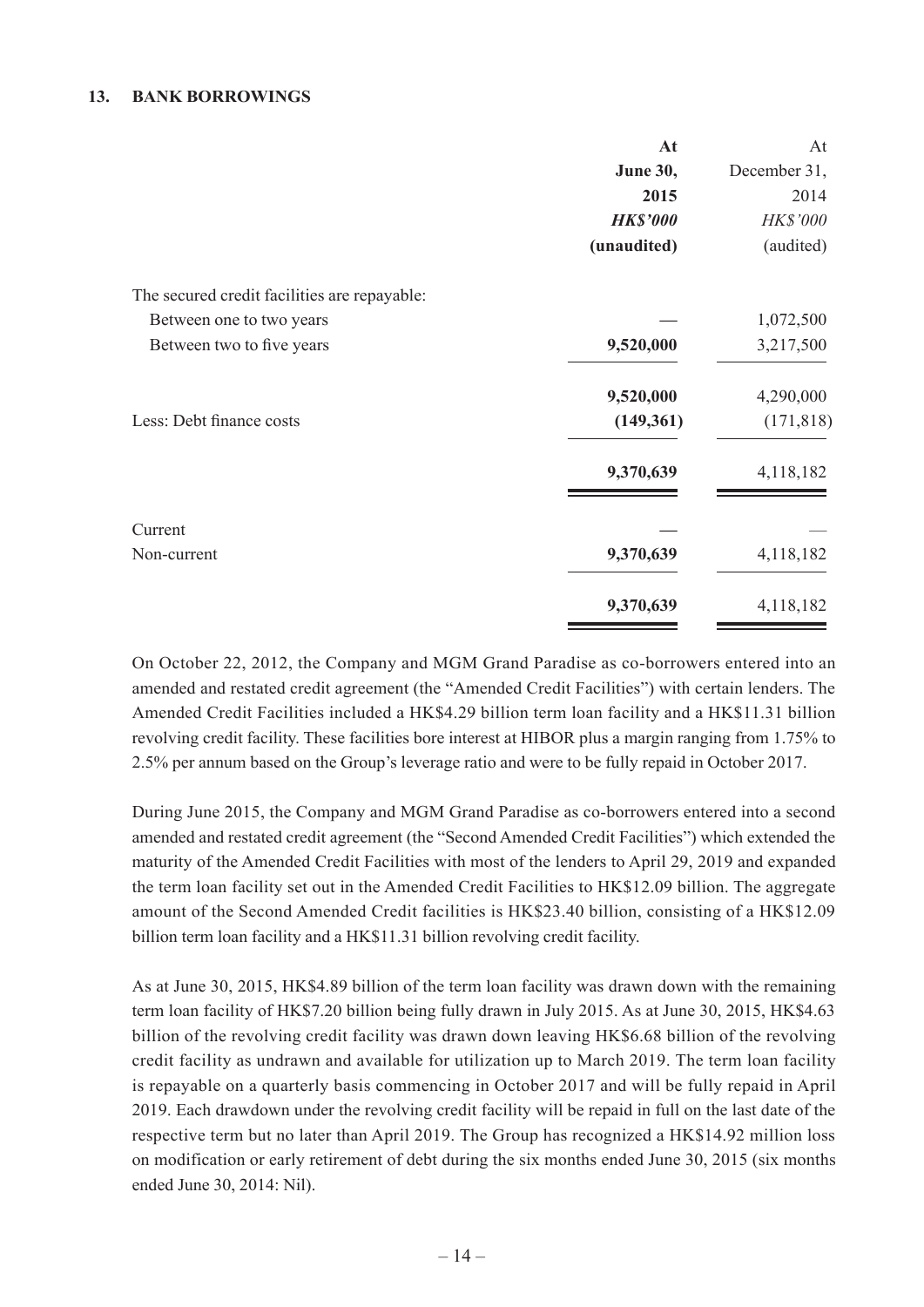### 13. BANK BORROWINGS

| | At June 30, 2015 HK$'000 (unaudited) | At December 31, 2014 HK$'000 (audited) |
|---|---|---|
| The secured credit facilities are repayable: | | |
| Between one to two years | — | 1,072,500 |
| Between two to five years | 9,520,000 | 3,217,500 |
| | 9,520,000 | 4,290,000 |
| Less: Debt finance costs | (149,361) | (171,818) |
| | 9,370,639 | 4,118,182 |
| Current | — | — |
| Non-current | 9,370,639 | 4,118,182 |
| | 9,370,639 | 4,118,182 |

On October 22, 2012, the Company and MGM Grand Paradise as co-borrowers entered into an amended and restated credit agreement (the "Amended Credit Facilities") with certain lenders. The Amended Credit Facilities included a HK$4.29 billion term loan facility and a HK$11.31 billion revolving credit facility. These facilities bore interest at HIBOR plus a margin ranging from 1.75% to 2.5% per annum based on the Group's leverage ratio and were to be fully repaid in October 2017.

During June 2015, the Company and MGM Grand Paradise as co-borrowers entered into a second amended and restated credit agreement (the "Second Amended Credit Facilities") which extended the maturity of the Amended Credit Facilities with most of the lenders to April 29, 2019 and expanded the term loan facility set out in the Amended Credit Facilities to HK$12.09 billion. The aggregate amount of the Second Amended Credit facilities is HK$23.40 billion, consisting of a HK$12.09 billion term loan facility and a HK$11.31 billion revolving credit facility.

As at June 30, 2015, HK$4.89 billion of the term loan facility was drawn down with the remaining term loan facility of HK$7.20 billion being fully drawn in July 2015. As at June 30, 2015, HK$4.63 billion of the revolving credit facility was drawn down leaving HK$6.68 billion of the revolving credit facility as undrawn and available for utilization up to March 2019. The term loan facility is repayable on a quarterly basis commencing in October 2017 and will be fully repaid in April 2019. Each drawdown under the revolving credit facility will be repaid in full on the last date of the respective term but no later than April 2019. The Group has recognized a HK$14.92 million loss on modification or early retirement of debt during the six months ended June 30, 2015 (six months ended June 30, 2014: Nil).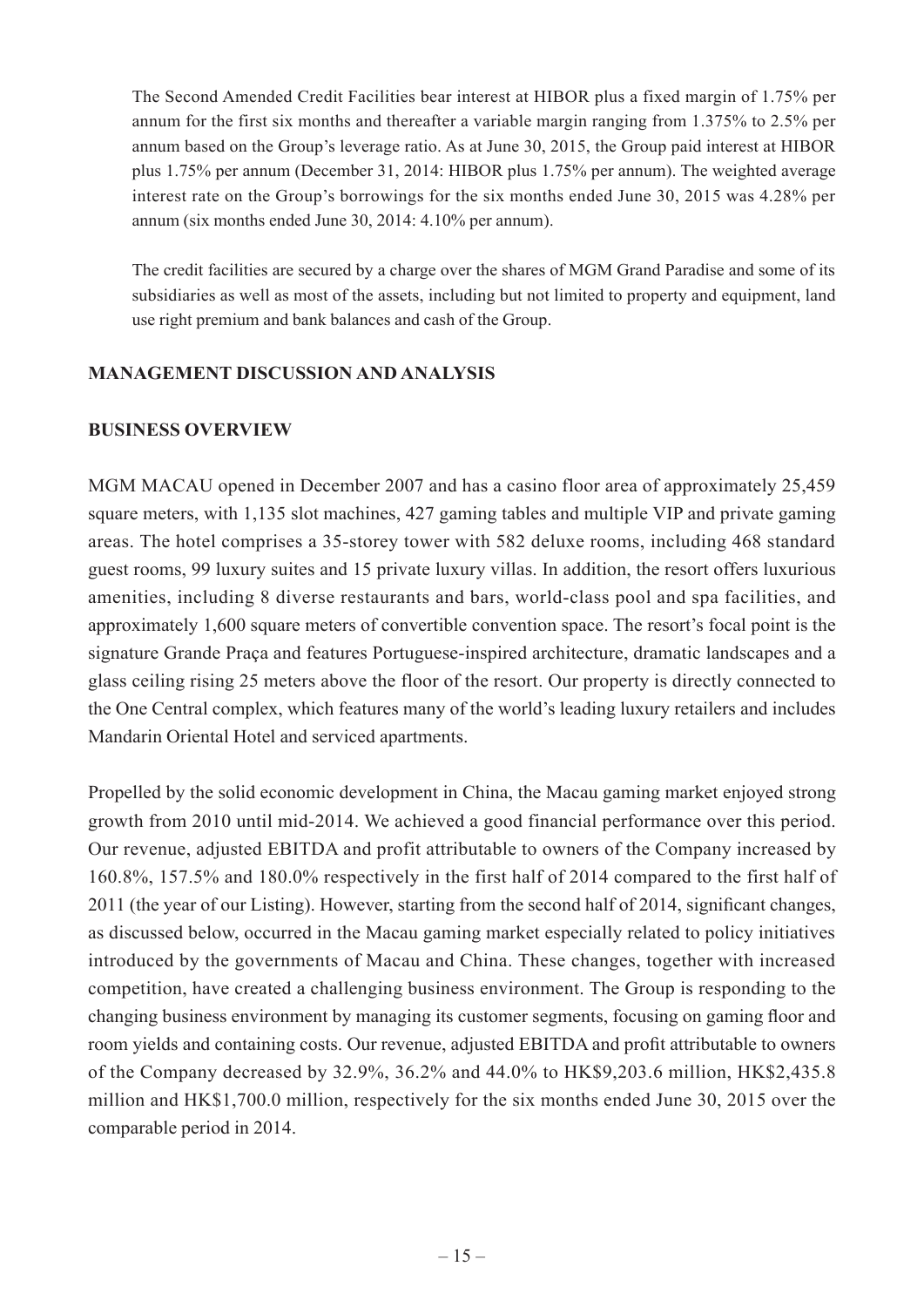The Second Amended Credit Facilities bear interest at HIBOR plus a fixed margin of 1.75% per annum for the first six months and thereafter a variable margin ranging from 1.375% to 2.5% per annum based on the Group's leverage ratio. As at June 30, 2015, the Group paid interest at HIBOR plus 1.75% per annum (December 31, 2014: HIBOR plus 1.75% per annum). The weighted average interest rate on the Group's borrowings for the six months ended June 30, 2015 was 4.28% per annum (six months ended June 30, 2014: 4.10% per annum).

The credit facilities are secured by a charge over the shares of MGM Grand Paradise and some of its subsidiaries as well as most of the assets, including but not limited to property and equipment, land use right premium and bank balances and cash of the Group.

## MANAGEMENT DISCUSSION AND ANALYSIS

### BUSINESS OVERVIEW

MGM MACAU opened in December 2007 and has a casino floor area of approximately 25,459 square meters, with 1,135 slot machines, 427 gaming tables and multiple VIP and private gaming areas. The hotel comprises a 35-storey tower with 582 deluxe rooms, including 468 standard guest rooms, 99 luxury suites and 15 private luxury villas. In addition, the resort offers luxurious amenities, including 8 diverse restaurants and bars, world-class pool and spa facilities, and approximately 1,600 square meters of convertible convention space. The resort's focal point is the signature Grande Praça and features Portuguese-inspired architecture, dramatic landscapes and a glass ceiling rising 25 meters above the floor of the resort. Our property is directly connected to the One Central complex, which features many of the world's leading luxury retailers and includes Mandarin Oriental Hotel and serviced apartments.

Propelled by the solid economic development in China, the Macau gaming market enjoyed strong growth from 2010 until mid-2014. We achieved a good financial performance over this period. Our revenue, adjusted EBITDA and profit attributable to owners of the Company increased by 160.8%, 157.5% and 180.0% respectively in the first half of 2014 compared to the first half of 2011 (the year of our Listing). However, starting from the second half of 2014, significant changes, as discussed below, occurred in the Macau gaming market especially related to policy initiatives introduced by the governments of Macau and China. These changes, together with increased competition, have created a challenging business environment. The Group is responding to the changing business environment by managing its customer segments, focusing on gaming floor and room yields and containing costs. Our revenue, adjusted EBITDA and profit attributable to owners of the Company decreased by 32.9%, 36.2% and 44.0% to HK$9,203.6 million, HK$2,435.8 million and HK$1,700.0 million, respectively for the six months ended June 30, 2015 over the comparable period in 2014.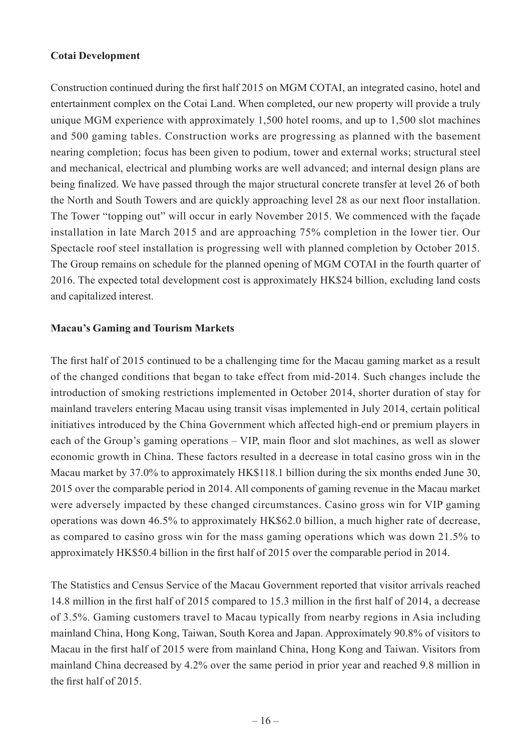**Cotai Development**

Construction continued during the first half 2015 on MGM COTAI, an integrated casino, hotel and entertainment complex on the Cotai Land. When completed, our new property will provide a truly unique MGM experience with approximately 1,500 hotel rooms, and up to 1,500 slot machines and 500 gaming tables. Construction works are progressing as planned with the basement nearing completion; focus has been given to podium, tower and external works; structural steel and mechanical, electrical and plumbing works are well advanced; and internal design plans are being finalized. We have passed through the major structural concrete transfer at level 26 of both the North and South Towers and are quickly approaching level 28 as our next floor installation. The Tower "topping out" will occur in early November 2015. We commenced with the façade installation in late March 2015 and are approaching 75% completion in the lower tier. Our Spectacle roof steel installation is progressing well with planned completion by October 2015. The Group remains on schedule for the planned opening of MGM COTAI in the fourth quarter of 2016. The expected total development cost is approximately HK$24 billion, excluding land costs and capitalized interest.

**Macau's Gaming and Tourism Markets**

The first half of 2015 continued to be a challenging time for the Macau gaming market as a result of the changed conditions that began to take effect from mid-2014. Such changes include the introduction of smoking restrictions implemented in October 2014, shorter duration of stay for mainland travelers entering Macau using transit visas implemented in July 2014, certain political initiatives introduced by the China Government which affected high-end or premium players in each of the Group's gaming operations – VIP, main floor and slot machines, as well as slower economic growth in China. These factors resulted in a decrease in total casino gross win in the Macau market by 37.0% to approximately HK$118.1 billion during the six months ended June 30, 2015 over the comparable period in 2014. All components of gaming revenue in the Macau market were adversely impacted by these changed circumstances. Casino gross win for VIP gaming operations was down 46.5% to approximately HK$62.0 billion, a much higher rate of decrease, as compared to casino gross win for the mass gaming operations which was down 21.5% to approximately HK$50.4 billion in the first half of 2015 over the comparable period in 2014.

The Statistics and Census Service of the Macau Government reported that visitor arrivals reached 14.8 million in the first half of 2015 compared to 15.3 million in the first half of 2014, a decrease of 3.5%. Gaming customers travel to Macau typically from nearby regions in Asia including mainland China, Hong Kong, Taiwan, South Korea and Japan. Approximately 90.8% of visitors to Macau in the first half of 2015 were from mainland China, Hong Kong and Taiwan. Visitors from mainland China decreased by 4.2% over the same period in prior year and reached 9.8 million in the first half of 2015.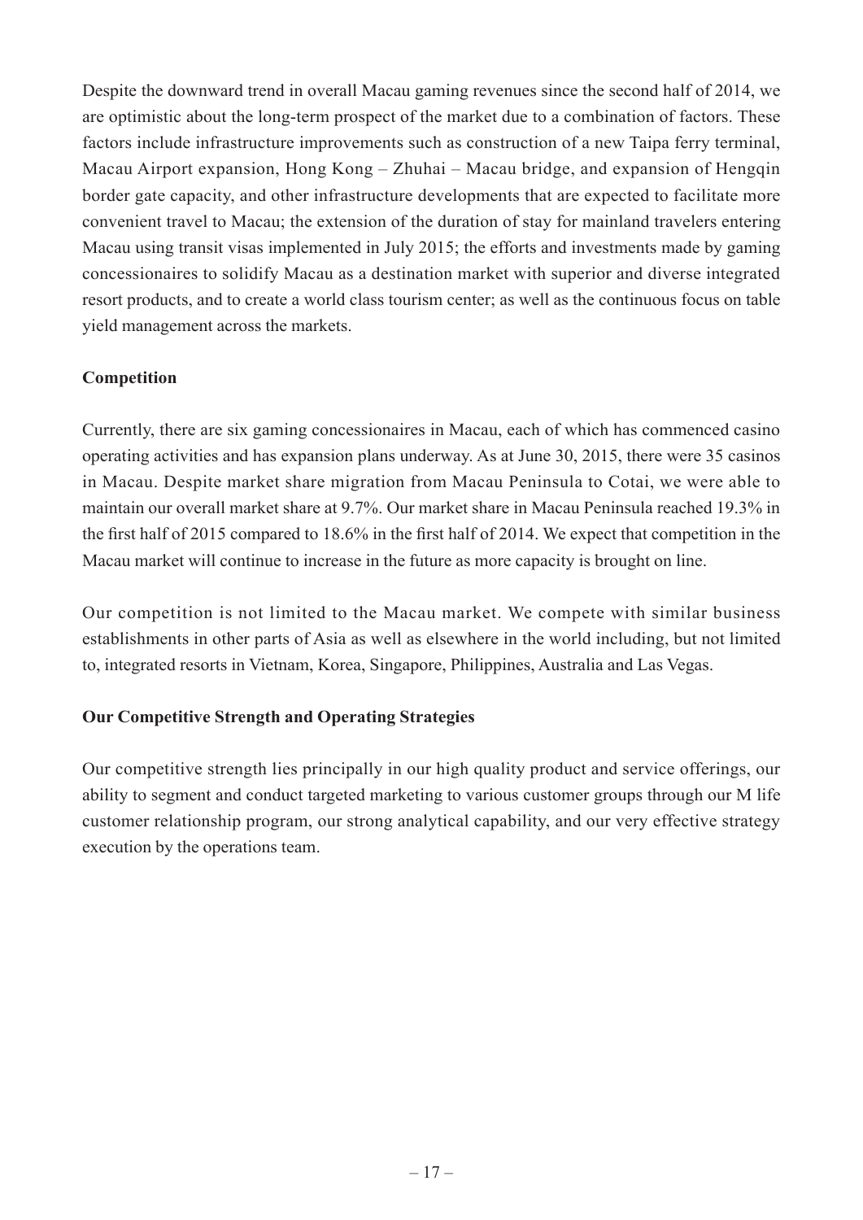Despite the downward trend in overall Macau gaming revenues since the second half of 2014, we are optimistic about the long-term prospect of the market due to a combination of factors. These factors include infrastructure improvements such as construction of a new Taipa ferry terminal, Macau Airport expansion, Hong Kong – Zhuhai – Macau bridge, and expansion of Hengqin border gate capacity, and other infrastructure developments that are expected to facilitate more convenient travel to Macau; the extension of the duration of stay for mainland travelers entering Macau using transit visas implemented in July 2015; the efforts and investments made by gaming concessionaires to solidify Macau as a destination market with superior and diverse integrated resort products, and to create a world class tourism center; as well as the continuous focus on table yield management across the markets.

**Competition**

Currently, there are six gaming concessionaires in Macau, each of which has commenced casino operating activities and has expansion plans underway. As at June 30, 2015, there were 35 casinos in Macau. Despite market share migration from Macau Peninsula to Cotai, we were able to maintain our overall market share at 9.7%. Our market share in Macau Peninsula reached 19.3% in the first half of 2015 compared to 18.6% in the first half of 2014. We expect that competition in the Macau market will continue to increase in the future as more capacity is brought on line.

Our competition is not limited to the Macau market. We compete with similar business establishments in other parts of Asia as well as elsewhere in the world including, but not limited to, integrated resorts in Vietnam, Korea, Singapore, Philippines, Australia and Las Vegas.

**Our Competitive Strength and Operating Strategies**

Our competitive strength lies principally in our high quality product and service offerings, our ability to segment and conduct targeted marketing to various customer groups through our M life customer relationship program, our strong analytical capability, and our very effective strategy execution by the operations team.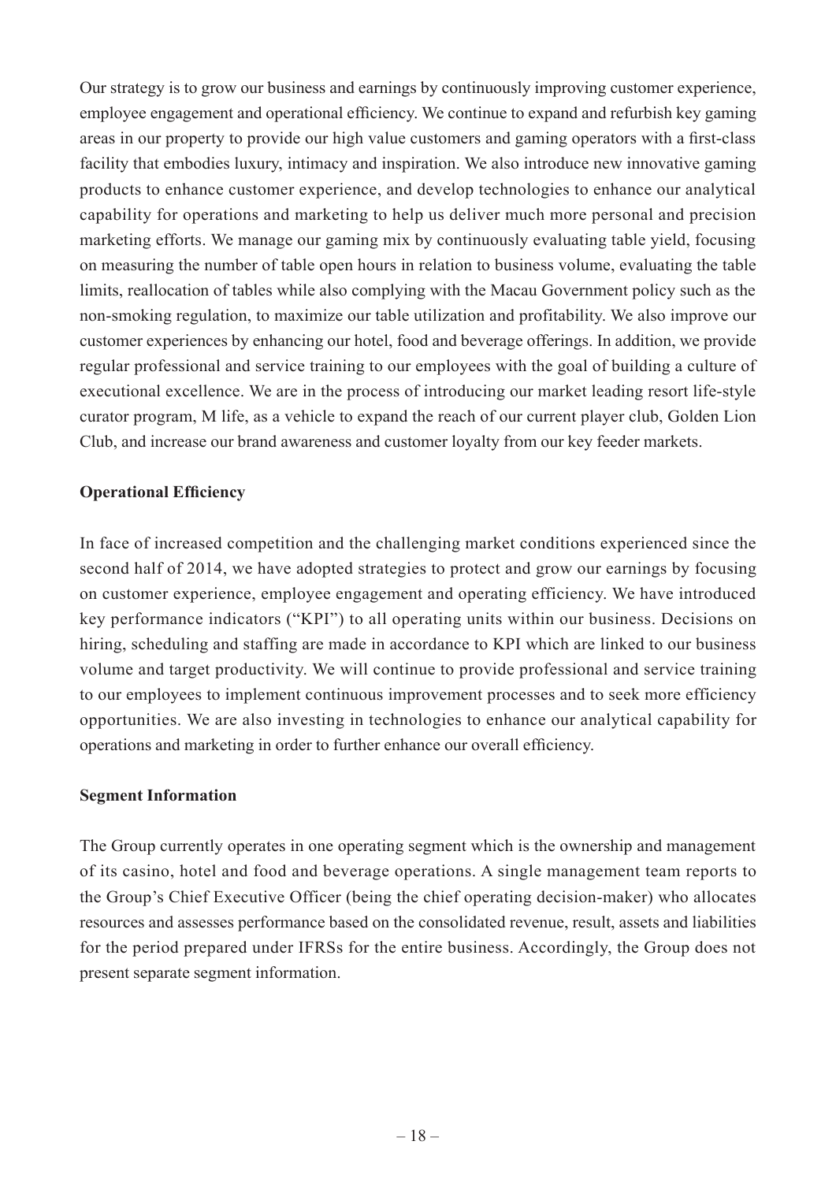Our strategy is to grow our business and earnings by continuously improving customer experience, employee engagement and operational efficiency. We continue to expand and refurbish key gaming areas in our property to provide our high value customers and gaming operators with a first-class facility that embodies luxury, intimacy and inspiration. We also introduce new innovative gaming products to enhance customer experience, and develop technologies to enhance our analytical capability for operations and marketing to help us deliver much more personal and precision marketing efforts. We manage our gaming mix by continuously evaluating table yield, focusing on measuring the number of table open hours in relation to business volume, evaluating the table limits, reallocation of tables while also complying with the Macau Government policy such as the non-smoking regulation, to maximize our table utilization and profitability. We also improve our customer experiences by enhancing our hotel, food and beverage offerings. In addition, we provide regular professional and service training to our employees with the goal of building a culture of executional excellence. We are in the process of introducing our market leading resort life-style curator program, M life, as a vehicle to expand the reach of our current player club, Golden Lion Club, and increase our brand awareness and customer loyalty from our key feeder markets.

**Operational Efficiency**

In face of increased competition and the challenging market conditions experienced since the second half of 2014, we have adopted strategies to protect and grow our earnings by focusing on customer experience, employee engagement and operating efficiency. We have introduced key performance indicators ("KPI") to all operating units within our business. Decisions on hiring, scheduling and staffing are made in accordance to KPI which are linked to our business volume and target productivity. We will continue to provide professional and service training to our employees to implement continuous improvement processes and to seek more efficiency opportunities. We are also investing in technologies to enhance our analytical capability for operations and marketing in order to further enhance our overall efficiency.

**Segment Information**

The Group currently operates in one operating segment which is the ownership and management of its casino, hotel and food and beverage operations. A single management team reports to the Group's Chief Executive Officer (being the chief operating decision-maker) who allocates resources and assesses performance based on the consolidated revenue, result, assets and liabilities for the period prepared under IFRSs for the entire business. Accordingly, the Group does not present separate segment information.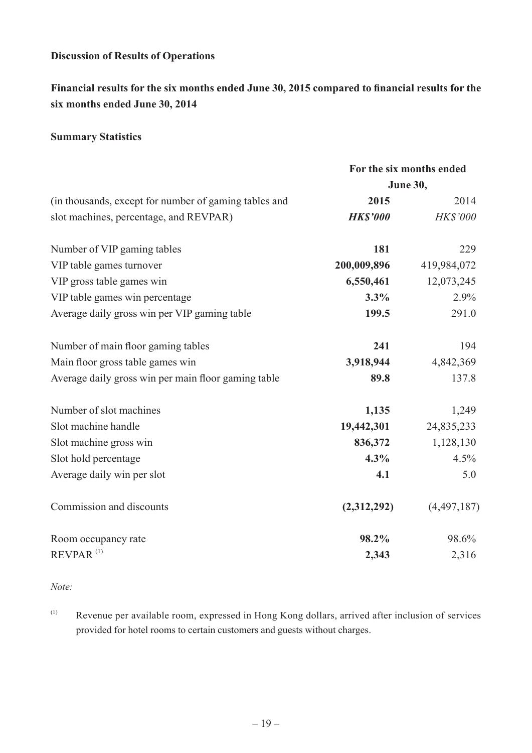**Discussion of Results of Operations**

**Financial results for the six months ended June 30, 2015 compared to financial results for the six months ended June 30, 2014**

**Summary Statistics**

| | For the six months ended June 30, | |
|---|---|---|
| (in thousands, except for number of gaming tables and slot machines, percentage, and REVPAR) | **2015** | 2014 |
| | ***HK$'000*** | *HK$'000* |
| Number of VIP gaming tables | **181** | 229 |
| VIP table games turnover | **200,009,896** | 419,984,072 |
| VIP gross table games win | **6,550,461** | 12,073,245 |
| VIP table games win percentage | **3.3%** | 2.9% |
| Average daily gross win per VIP gaming table | **199.5** | 291.0 |
| Number of main floor gaming tables | **241** | 194 |
| Main floor gross table games win | **3,918,944** | 4,842,369 |
| Average daily gross win per main floor gaming table | **89.8** | 137.8 |
| Number of slot machines | **1,135** | 1,249 |
| Slot machine handle | **19,442,301** | 24,835,233 |
| Slot machine gross win | **836,372** | 1,128,130 |
| Slot hold percentage | **4.3%** | 4.5% |
| Average daily win per slot | **4.1** | 5.0 |
| Commission and discounts | **(2,312,292)** | (4,497,187) |
| Room occupancy rate | **98.2%** | 98.6% |
| REVPAR [(1)] | **2,343** | 2,316 |

*Note:*

(1) Revenue per available room, expressed in Hong Kong dollars, arrived after inclusion of services provided for hotel rooms to certain customers and guests without charges.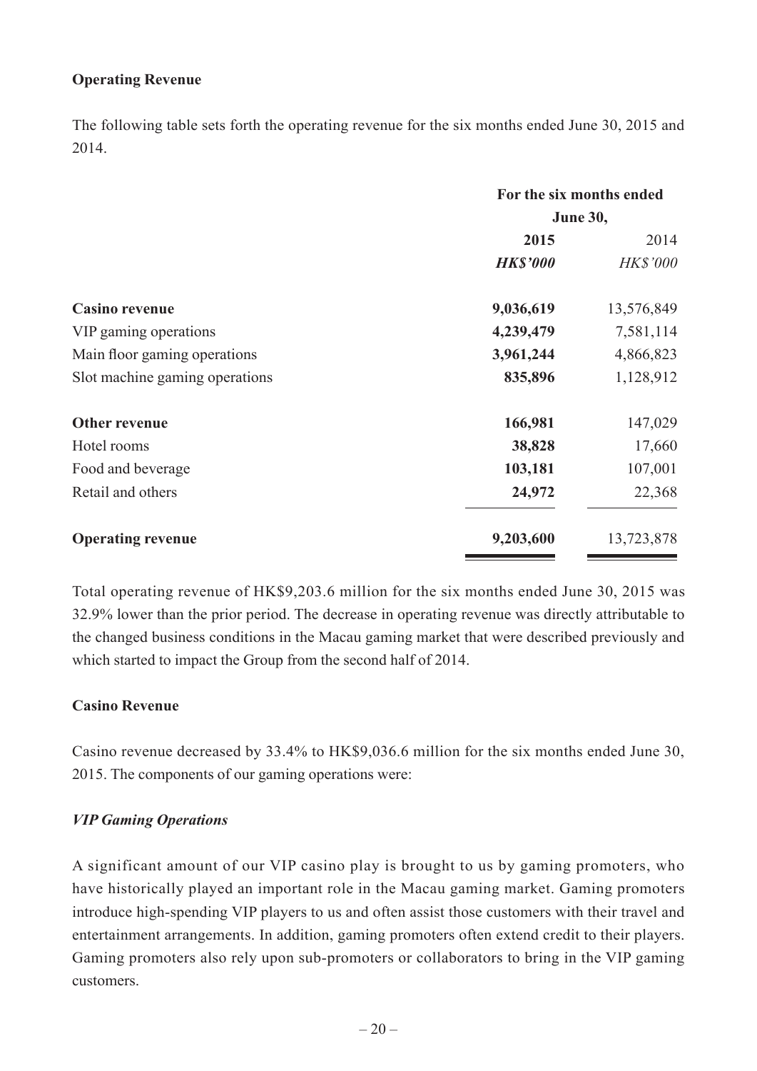### Operating Revenue

The following table sets forth the operating revenue for the six months ended June 30, 2015 and 2014.

| | For the six months ended June 30, | |
|---|---|---|
| | **2015** | 2014 |
| | ***HK$'000*** | *HK$'000* |
| **Casino revenue** | **9,036,619** | 13,576,849 |
| VIP gaming operations | **4,239,479** | 7,581,114 |
| Main floor gaming operations | **3,961,244** | 4,866,823 |
| Slot machine gaming operations | **835,896** | 1,128,912 |
| **Other revenue** | **166,981** | 147,029 |
| Hotel rooms | **38,828** | 17,660 |
| Food and beverage | **103,181** | 107,001 |
| Retail and others | **24,972** | 22,368 |
| **Operating revenue** | **9,203,600** | 13,723,878 |

Total operating revenue of HK$9,203.6 million for the six months ended June 30, 2015 was 32.9% lower than the prior period. The decrease in operating revenue was directly attributable to the changed business conditions in the Macau gaming market that were described previously and which started to impact the Group from the second half of 2014.

### Casino Revenue

Casino revenue decreased by 33.4% to HK$9,036.6 million for the six months ended June 30, 2015. The components of our gaming operations were:

#### *VIP Gaming Operations*

A significant amount of our VIP casino play is brought to us by gaming promoters, who have historically played an important role in the Macau gaming market. Gaming promoters introduce high-spending VIP players to us and often assist those customers with their travel and entertainment arrangements. In addition, gaming promoters often extend credit to their players. Gaming promoters also rely upon sub-promoters or collaborators to bring in the VIP gaming customers.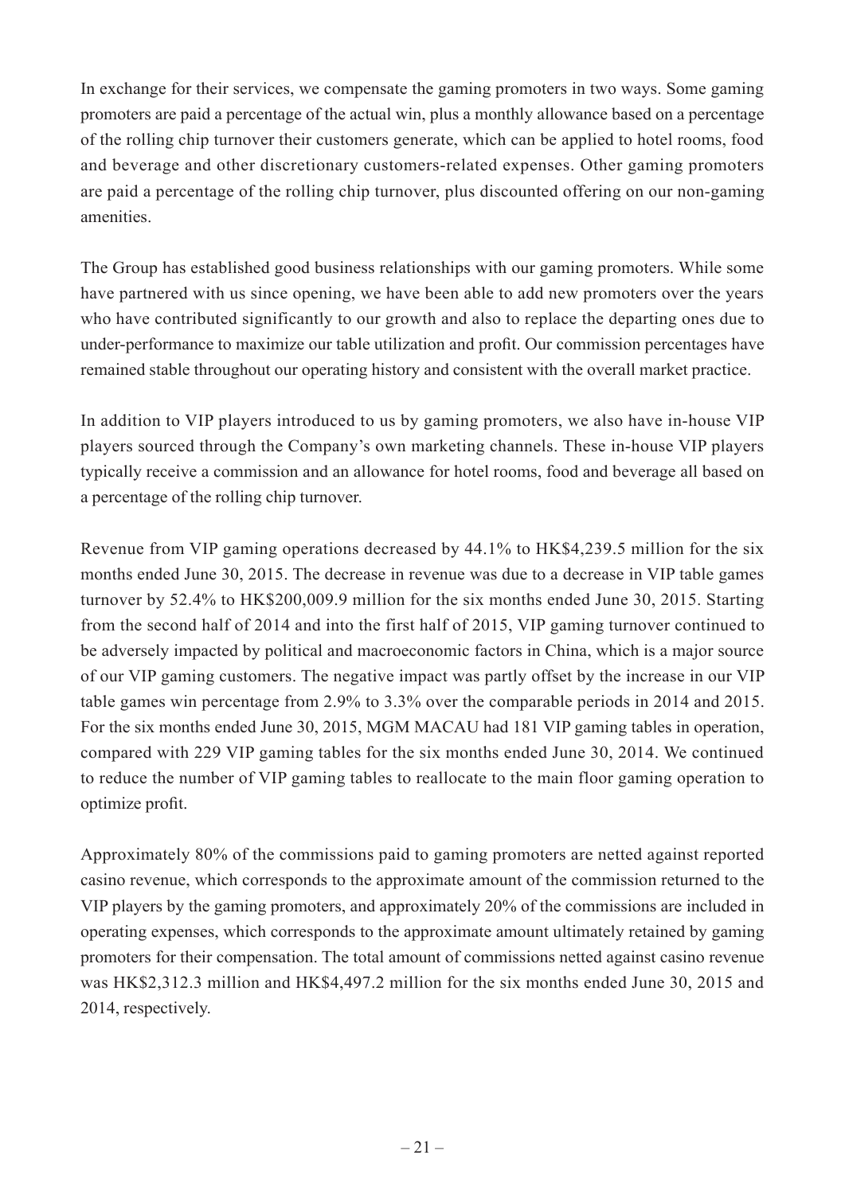In exchange for their services, we compensate the gaming promoters in two ways. Some gaming promoters are paid a percentage of the actual win, plus a monthly allowance based on a percentage of the rolling chip turnover their customers generate, which can be applied to hotel rooms, food and beverage and other discretionary customers-related expenses. Other gaming promoters are paid a percentage of the rolling chip turnover, plus discounted offering on our non-gaming amenities.

The Group has established good business relationships with our gaming promoters. While some have partnered with us since opening, we have been able to add new promoters over the years who have contributed significantly to our growth and also to replace the departing ones due to under-performance to maximize our table utilization and profit. Our commission percentages have remained stable throughout our operating history and consistent with the overall market practice.

In addition to VIP players introduced to us by gaming promoters, we also have in-house VIP players sourced through the Company's own marketing channels. These in-house VIP players typically receive a commission and an allowance for hotel rooms, food and beverage all based on a percentage of the rolling chip turnover.

Revenue from VIP gaming operations decreased by 44.1% to HK$4,239.5 million for the six months ended June 30, 2015. The decrease in revenue was due to a decrease in VIP table games turnover by 52.4% to HK$200,009.9 million for the six months ended June 30, 2015. Starting from the second half of 2014 and into the first half of 2015, VIP gaming turnover continued to be adversely impacted by political and macroeconomic factors in China, which is a major source of our VIP gaming customers. The negative impact was partly offset by the increase in our VIP table games win percentage from 2.9% to 3.3% over the comparable periods in 2014 and 2015. For the six months ended June 30, 2015, MGM MACAU had 181 VIP gaming tables in operation, compared with 229 VIP gaming tables for the six months ended June 30, 2014. We continued to reduce the number of VIP gaming tables to reallocate to the main floor gaming operation to optimize profit.

Approximately 80% of the commissions paid to gaming promoters are netted against reported casino revenue, which corresponds to the approximate amount of the commission returned to the VIP players by the gaming promoters, and approximately 20% of the commissions are included in operating expenses, which corresponds to the approximate amount ultimately retained by gaming promoters for their compensation. The total amount of commissions netted against casino revenue was HK$2,312.3 million and HK$4,497.2 million for the six months ended June 30, 2015 and 2014, respectively.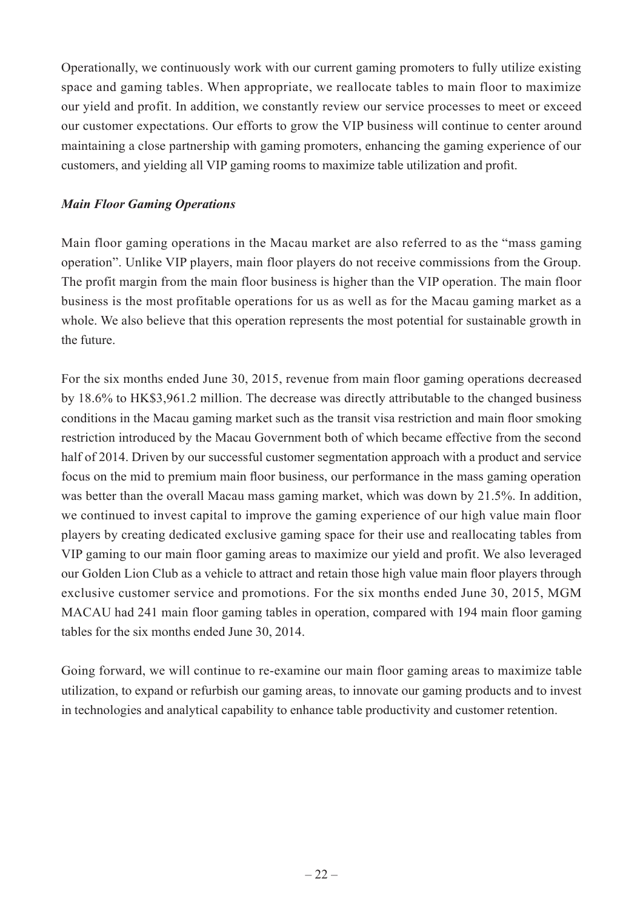Operationally, we continuously work with our current gaming promoters to fully utilize existing space and gaming tables. When appropriate, we reallocate tables to main floor to maximize our yield and profit. In addition, we constantly review our service processes to meet or exceed our customer expectations. Our efforts to grow the VIP business will continue to center around maintaining a close partnership with gaming promoters, enhancing the gaming experience of our customers, and yielding all VIP gaming rooms to maximize table utilization and profit.

***Main Floor Gaming Operations***

Main floor gaming operations in the Macau market are also referred to as the "mass gaming operation". Unlike VIP players, main floor players do not receive commissions from the Group. The profit margin from the main floor business is higher than the VIP operation. The main floor business is the most profitable operations for us as well as for the Macau gaming market as a whole. We also believe that this operation represents the most potential for sustainable growth in the future.

For the six months ended June 30, 2015, revenue from main floor gaming operations decreased by 18.6% to HK$3,961.2 million. The decrease was directly attributable to the changed business conditions in the Macau gaming market such as the transit visa restriction and main floor smoking restriction introduced by the Macau Government both of which became effective from the second half of 2014. Driven by our successful customer segmentation approach with a product and service focus on the mid to premium main floor business, our performance in the mass gaming operation was better than the overall Macau mass gaming market, which was down by 21.5%. In addition, we continued to invest capital to improve the gaming experience of our high value main floor players by creating dedicated exclusive gaming space for their use and reallocating tables from VIP gaming to our main floor gaming areas to maximize our yield and profit. We also leveraged our Golden Lion Club as a vehicle to attract and retain those high value main floor players through exclusive customer service and promotions. For the six months ended June 30, 2015, MGM MACAU had 241 main floor gaming tables in operation, compared with 194 main floor gaming tables for the six months ended June 30, 2014.

Going forward, we will continue to re-examine our main floor gaming areas to maximize table utilization, to expand or refurbish our gaming areas, to innovate our gaming products and to invest in technologies and analytical capability to enhance table productivity and customer retention.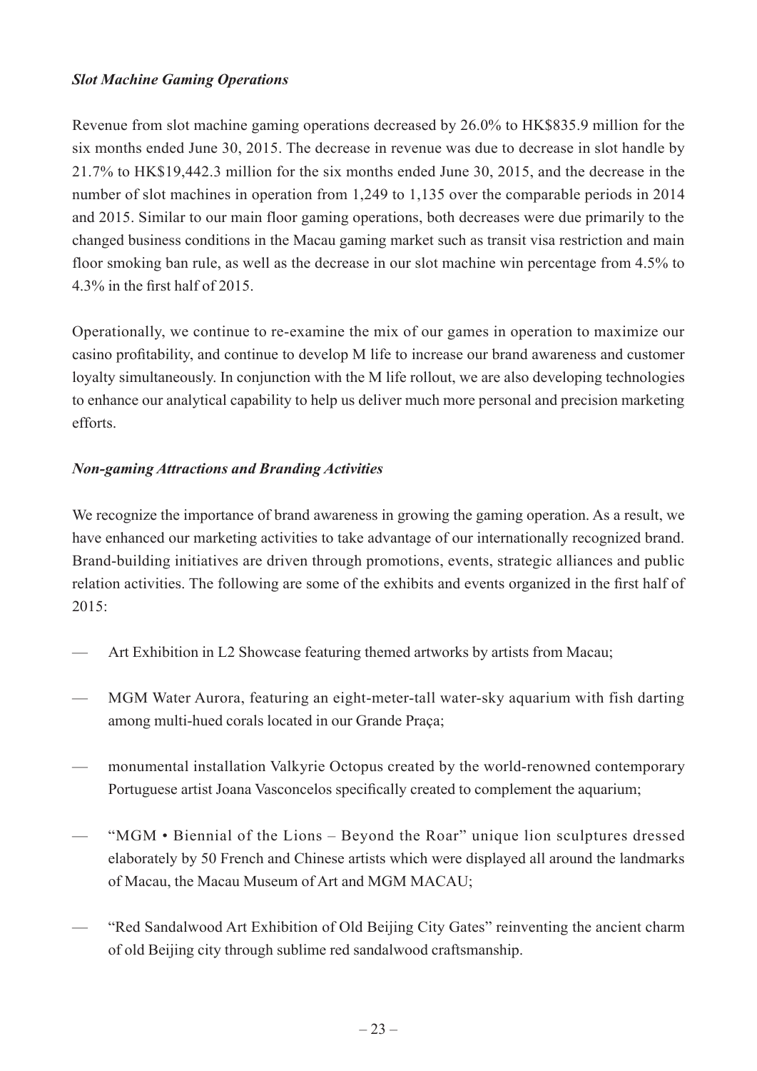***Slot Machine Gaming Operations***

Revenue from slot machine gaming operations decreased by 26.0% to HK$835.9 million for the six months ended June 30, 2015. The decrease in revenue was due to decrease in slot handle by 21.7% to HK$19,442.3 million for the six months ended June 30, 2015, and the decrease in the number of slot machines in operation from 1,249 to 1,135 over the comparable periods in 2014 and 2015. Similar to our main floor gaming operations, both decreases were due primarily to the changed business conditions in the Macau gaming market such as transit visa restriction and main floor smoking ban rule, as well as the decrease in our slot machine win percentage from 4.5% to 4.3% in the first half of 2015.

Operationally, we continue to re-examine the mix of our games in operation to maximize our casino profitability, and continue to develop M life to increase our brand awareness and customer loyalty simultaneously. In conjunction with the M life rollout, we are also developing technologies to enhance our analytical capability to help us deliver much more personal and precision marketing efforts.

***Non-gaming Attractions and Branding Activities***

We recognize the importance of brand awareness in growing the gaming operation. As a result, we have enhanced our marketing activities to take advantage of our internationally recognized brand. Brand-building initiatives are driven through promotions, events, strategic alliances and public relation activities. The following are some of the exhibits and events organized in the first half of 2015:

— Art Exhibition in L2 Showcase featuring themed artworks by artists from Macau;

— MGM Water Aurora, featuring an eight-meter-tall water-sky aquarium with fish darting among multi-hued corals located in our Grande Praça;

— monumental installation Valkyrie Octopus created by the world-renowned contemporary Portuguese artist Joana Vasconcelos specifically created to complement the aquarium;

— "MGM • Biennial of the Lions – Beyond the Roar" unique lion sculptures dressed elaborately by 50 French and Chinese artists which were displayed all around the landmarks of Macau, the Macau Museum of Art and MGM MACAU;

— "Red Sandalwood Art Exhibition of Old Beijing City Gates" reinventing the ancient charm of old Beijing city through sublime red sandalwood craftsmanship.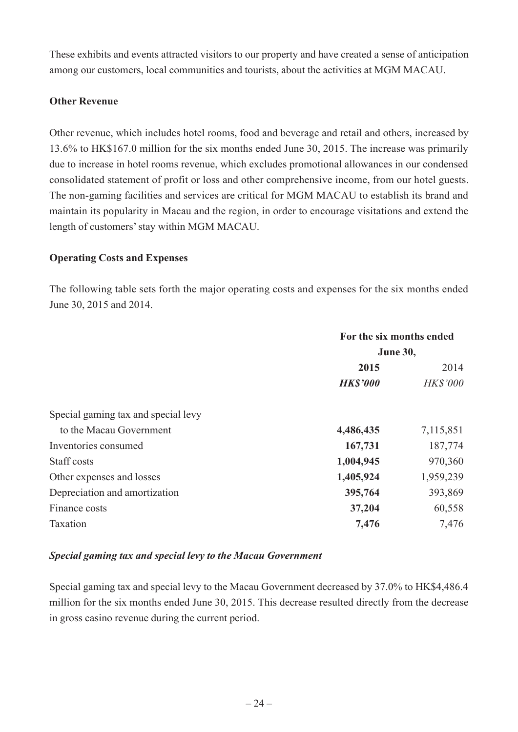These exhibits and events attracted visitors to our property and have created a sense of anticipation among our customers, local communities and tourists, about the activities at MGM MACAU.

**Other Revenue**

Other revenue, which includes hotel rooms, food and beverage and retail and others, increased by 13.6% to HK$167.0 million for the six months ended June 30, 2015. The increase was primarily due to increase in hotel rooms revenue, which excludes promotional allowances in our condensed consolidated statement of profit or loss and other comprehensive income, from our hotel guests. The non-gaming facilities and services are critical for MGM MACAU to establish its brand and maintain its popularity in Macau and the region, in order to encourage visitations and extend the length of customers' stay within MGM MACAU.

**Operating Costs and Expenses**

The following table sets forth the major operating costs and expenses for the six months ended June 30, 2015 and 2014.

| | For the six months ended June 30, | |
|---|---|---|
| | **2015** | 2014 |
| | ***HK$'000*** | *HK$'000* |
| Special gaming tax and special levy to the Macau Government | **4,486,435** | 7,115,851 |
| Inventories consumed | **167,731** | 187,774 |
| Staff costs | **1,004,945** | 970,360 |
| Other expenses and losses | **1,405,924** | 1,959,239 |
| Depreciation and amortization | **395,764** | 393,869 |
| Finance costs | **37,204** | 60,558 |
| Taxation | **7,476** | 7,476 |

***Special gaming tax and special levy to the Macau Government***

Special gaming tax and special levy to the Macau Government decreased by 37.0% to HK$4,486.4 million for the six months ended June 30, 2015. This decrease resulted directly from the decrease in gross casino revenue during the current period.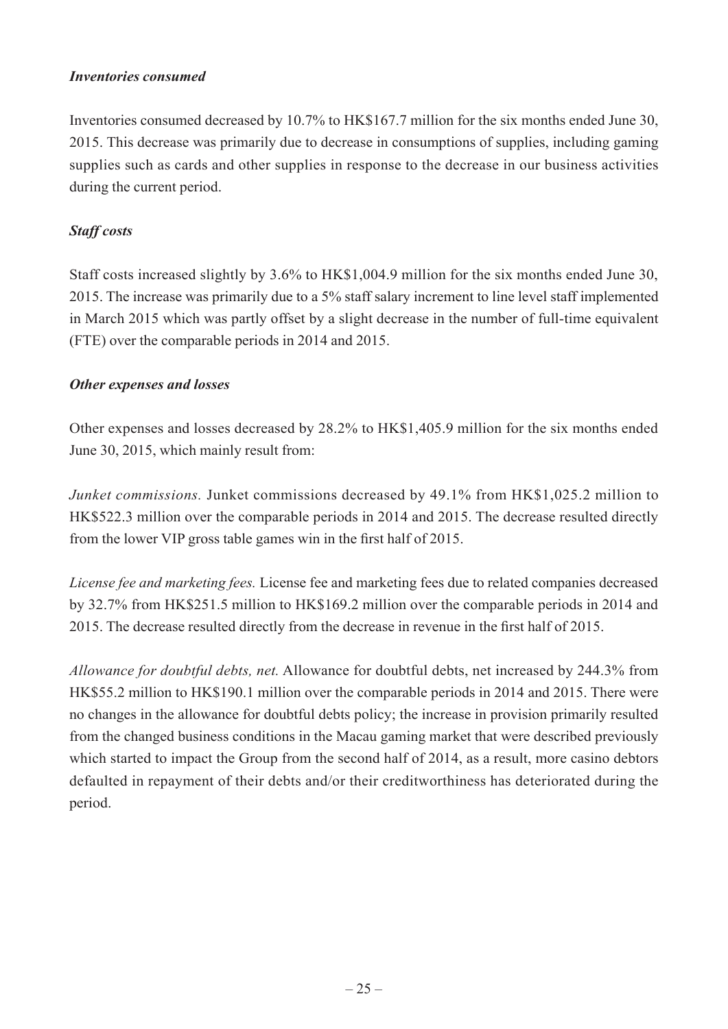***Inventories consumed***

Inventories consumed decreased by 10.7% to HK$167.7 million for the six months ended June 30, 2015. This decrease was primarily due to decrease in consumptions of supplies, including gaming supplies such as cards and other supplies in response to the decrease in our business activities during the current period.

***Staff costs***

Staff costs increased slightly by 3.6% to HK$1,004.9 million for the six months ended June 30, 2015. The increase was primarily due to a 5% staff salary increment to line level staff implemented in March 2015 which was partly offset by a slight decrease in the number of full-time equivalent (FTE) over the comparable periods in 2014 and 2015.

***Other expenses and losses***

Other expenses and losses decreased by 28.2% to HK$1,405.9 million for the six months ended June 30, 2015, which mainly result from:

*Junket commissions.* Junket commissions decreased by 49.1% from HK$1,025.2 million to HK$522.3 million over the comparable periods in 2014 and 2015. The decrease resulted directly from the lower VIP gross table games win in the first half of 2015.

*License fee and marketing fees.* License fee and marketing fees due to related companies decreased by 32.7% from HK$251.5 million to HK$169.2 million over the comparable periods in 2014 and 2015. The decrease resulted directly from the decrease in revenue in the first half of 2015.

*Allowance for doubtful debts, net.* Allowance for doubtful debts, net increased by 244.3% from HK$55.2 million to HK$190.1 million over the comparable periods in 2014 and 2015. There were no changes in the allowance for doubtful debts policy; the increase in provision primarily resulted from the changed business conditions in the Macau gaming market that were described previously which started to impact the Group from the second half of 2014, as a result, more casino debtors defaulted in repayment of their debts and/or their creditworthiness has deteriorated during the period.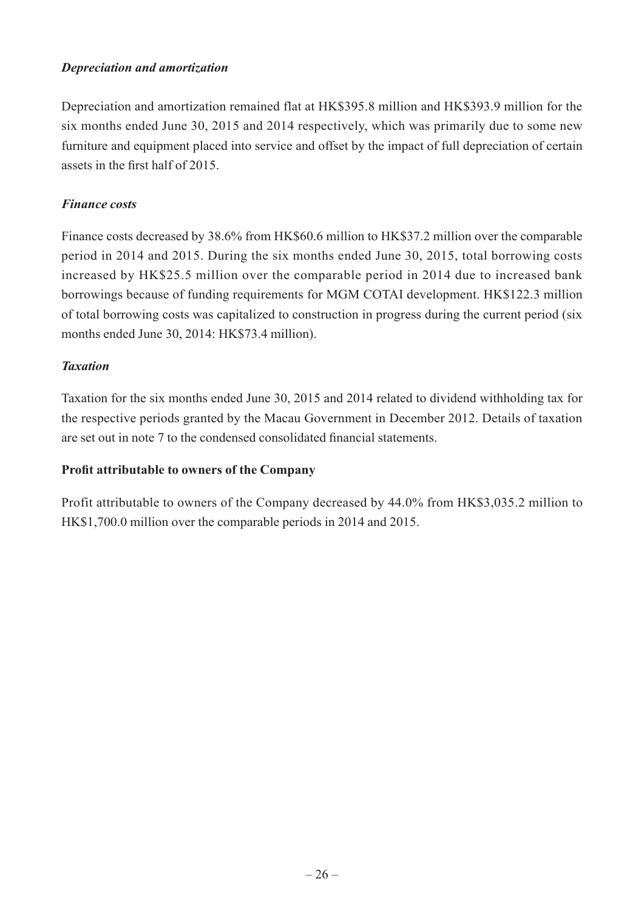*Depreciation and amortization*

Depreciation and amortization remained flat at HK$395.8 million and HK$393.9 million for the six months ended June 30, 2015 and 2014 respectively, which was primarily due to some new furniture and equipment placed into service and offset by the impact of full depreciation of certain assets in the first half of 2015.

*Finance costs*

Finance costs decreased by 38.6% from HK$60.6 million to HK$37.2 million over the comparable period in 2014 and 2015. During the six months ended June 30, 2015, total borrowing costs increased by HK$25.5 million over the comparable period in 2014 due to increased bank borrowings because of funding requirements for MGM COTAI development. HK$122.3 million of total borrowing costs was capitalized to construction in progress during the current period (six months ended June 30, 2014: HK$73.4 million).

*Taxation*

Taxation for the six months ended June 30, 2015 and 2014 related to dividend withholding tax for the respective periods granted by the Macau Government in December 2012. Details of taxation are set out in note 7 to the condensed consolidated financial statements.

**Profit attributable to owners of the Company**

Profit attributable to owners of the Company decreased by 44.0% from HK$3,035.2 million to HK$1,700.0 million over the comparable periods in 2014 and 2015.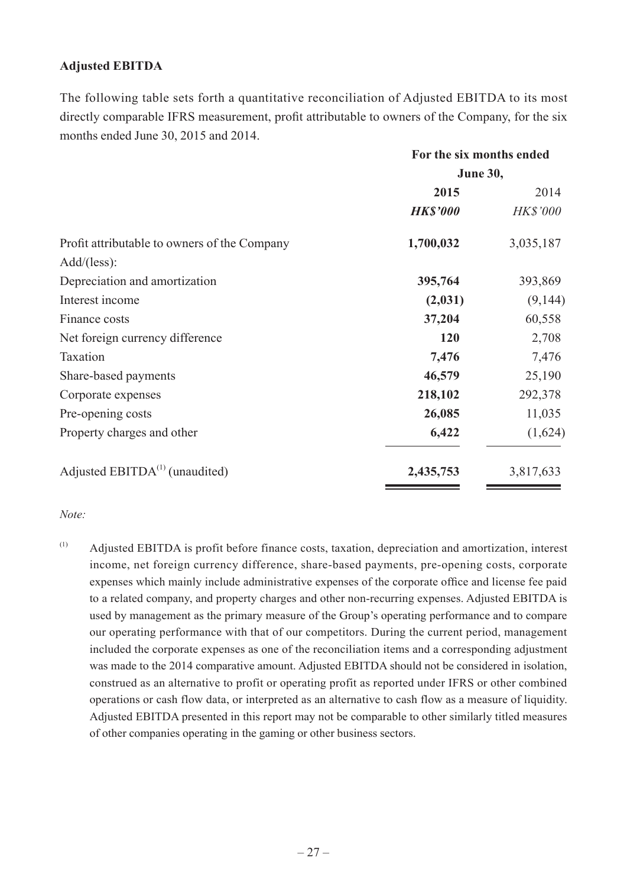**Adjusted EBITDA**

The following table sets forth a quantitative reconciliation of Adjusted EBITDA to its most directly comparable IFRS measurement, profit attributable to owners of the Company, for the six months ended June 30, 2015 and 2014.

| | For the six months ended June 30, | |
|---|---|---|
| | **2015** | 2014 |
| | ***HK$'000*** | *HK$'000* |
| Profit attributable to owners of the Company | **1,700,032** | 3,035,187 |
| Add/(less): | | |
| Depreciation and amortization | **395,764** | 393,869 |
| Interest income | **(2,031)** | (9,144) |
| Finance costs | **37,204** | 60,558 |
| Net foreign currency difference | **120** | 2,708 |
| Taxation | **7,476** | 7,476 |
| Share-based payments | **46,579** | 25,190 |
| Corporate expenses | **218,102** | 292,378 |
| Pre-opening costs | **26,085** | 11,035 |
| Property charges and other | **6,422** | (1,624) |
| Adjusted EBITDA[(1)] (unaudited) | **2,435,753** | 3,817,633 |

*Note:*

(1) Adjusted EBITDA is profit before finance costs, taxation, depreciation and amortization, interest income, net foreign currency difference, share-based payments, pre-opening costs, corporate expenses which mainly include administrative expenses of the corporate office and license fee paid to a related company, and property charges and other non-recurring expenses. Adjusted EBITDA is used by management as the primary measure of the Group's operating performance and to compare our operating performance with that of our competitors. During the current period, management included the corporate expenses as one of the reconciliation items and a corresponding adjustment was made to the 2014 comparative amount. Adjusted EBITDA should not be considered in isolation, construed as an alternative to profit or operating profit as reported under IFRS or other combined operations or cash flow data, or interpreted as an alternative to cash flow as a measure of liquidity. Adjusted EBITDA presented in this report may not be comparable to other similarly titled measures of other companies operating in the gaming or other business sectors.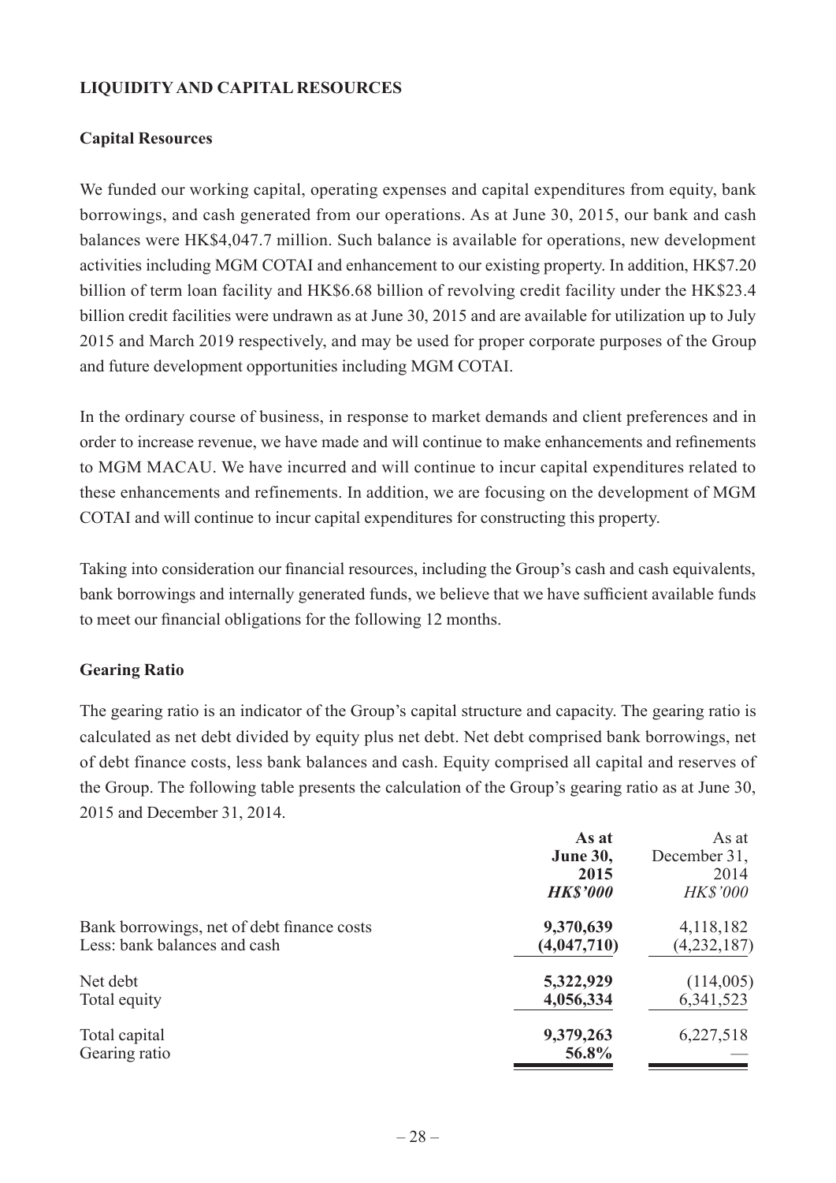## LIQUIDITY AND CAPITAL RESOURCES

### Capital Resources

We funded our working capital, operating expenses and capital expenditures from equity, bank borrowings, and cash generated from our operations. As at June 30, 2015, our bank and cash balances were HK$4,047.7 million. Such balance is available for operations, new development activities including MGM COTAI and enhancement to our existing property. In addition, HK$7.20 billion of term loan facility and HK$6.68 billion of revolving credit facility under the HK$23.4 billion credit facilities were undrawn as at June 30, 2015 and are available for utilization up to July 2015 and March 2019 respectively, and may be used for proper corporate purposes of the Group and future development opportunities including MGM COTAI.

In the ordinary course of business, in response to market demands and client preferences and in order to increase revenue, we have made and will continue to make enhancements and refinements to MGM MACAU. We have incurred and will continue to incur capital expenditures related to these enhancements and refinements. In addition, we are focusing on the development of MGM COTAI and will continue to incur capital expenditures for constructing this property.

Taking into consideration our financial resources, including the Group's cash and cash equivalents, bank borrowings and internally generated funds, we believe that we have sufficient available funds to meet our financial obligations for the following 12 months.

### Gearing Ratio

The gearing ratio is an indicator of the Group's capital structure and capacity. The gearing ratio is calculated as net debt divided by equity plus net debt. Net debt comprised bank borrowings, net of debt finance costs, less bank balances and cash. Equity comprised all capital and reserves of the Group. The following table presents the calculation of the Group's gearing ratio as at June 30, 2015 and December 31, 2014.

| | **As at June 30, 2015** | As at December 31, 2014 |
|---|---|---|
| | ***HK$'000*** | *HK$'000* |
| Bank borrowings, net of debt finance costs | **9,370,639** | 4,118,182 |
| Less: bank balances and cash | **(4,047,710)** | (4,232,187) |
| Net debt | **5,322,929** | (114,005) |
| Total equity | **4,056,334** | 6,341,523 |
| Total capital | **9,379,263** | 6,227,518 |
| Gearing ratio | **56.8%** | — |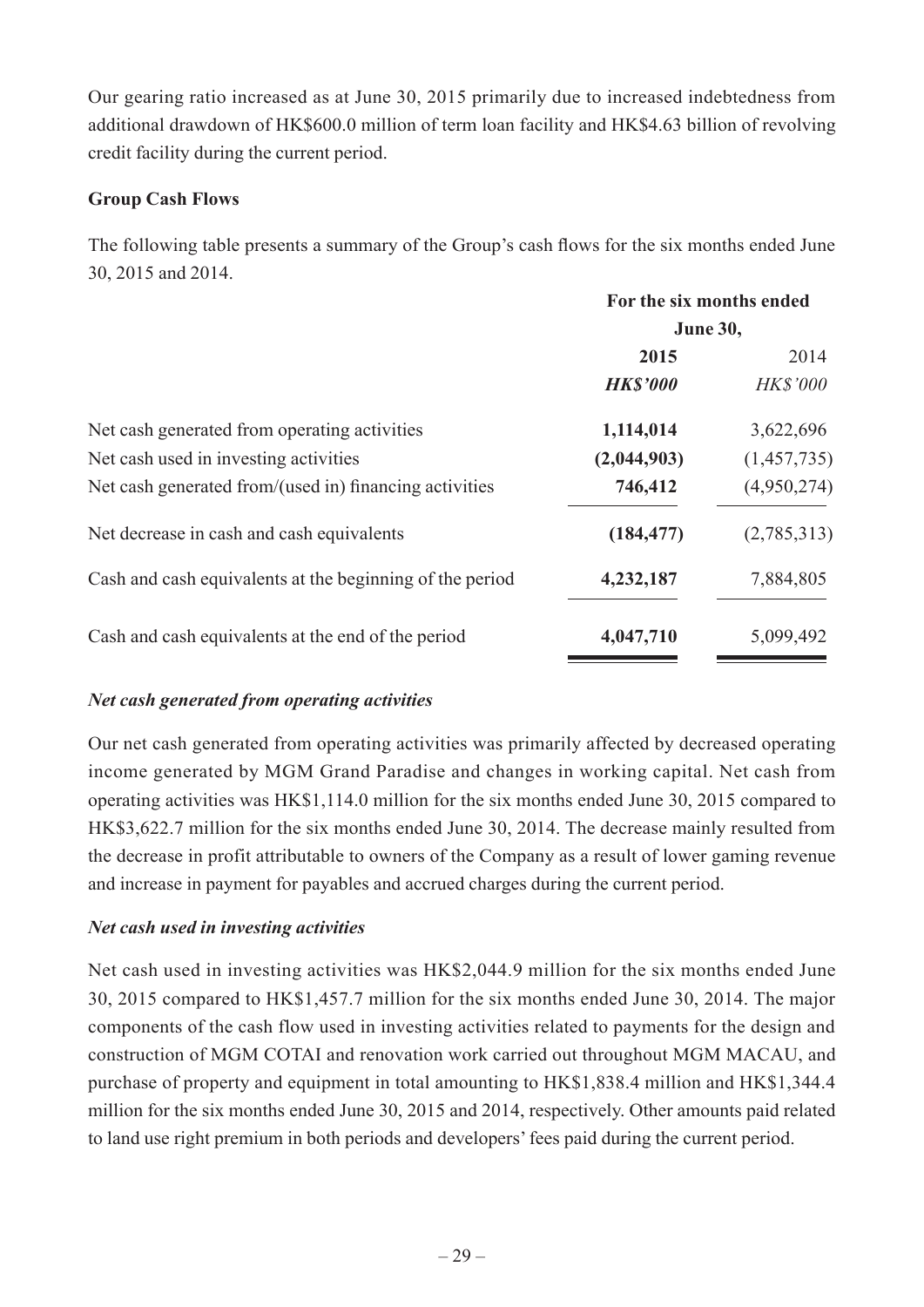Our gearing ratio increased as at June 30, 2015 primarily due to increased indebtedness from additional drawdown of HK$600.0 million of term loan facility and HK$4.63 billion of revolving credit facility during the current period.

**Group Cash Flows**

The following table presents a summary of the Group's cash flows for the six months ended June 30, 2015 and 2014.

| | For the six months ended June 30, | |
|---|---|---|
| | **2015** | 2014 |
| | ***HK$'000*** | *HK$'000* |
| Net cash generated from operating activities | **1,114,014** | 3,622,696 |
| Net cash used in investing activities | **(2,044,903)** | (1,457,735) |
| Net cash generated from/(used in) financing activities | **746,412** | (4,950,274) |
| Net decrease in cash and cash equivalents | **(184,477)** | (2,785,313) |
| Cash and cash equivalents at the beginning of the period | **4,232,187** | 7,884,805 |
| Cash and cash equivalents at the end of the period | **4,047,710** | 5,099,492 |

***Net cash generated from operating activities***

Our net cash generated from operating activities was primarily affected by decreased operating income generated by MGM Grand Paradise and changes in working capital. Net cash from operating activities was HK$1,114.0 million for the six months ended June 30, 2015 compared to HK$3,622.7 million for the six months ended June 30, 2014. The decrease mainly resulted from the decrease in profit attributable to owners of the Company as a result of lower gaming revenue and increase in payment for payables and accrued charges during the current period.

***Net cash used in investing activities***

Net cash used in investing activities was HK$2,044.9 million for the six months ended June 30, 2015 compared to HK$1,457.7 million for the six months ended June 30, 2014. The major components of the cash flow used in investing activities related to payments for the design and construction of MGM COTAI and renovation work carried out throughout MGM MACAU, and purchase of property and equipment in total amounting to HK$1,838.4 million and HK$1,344.4 million for the six months ended June 30, 2015 and 2014, respectively. Other amounts paid related to land use right premium in both periods and developers' fees paid during the current period.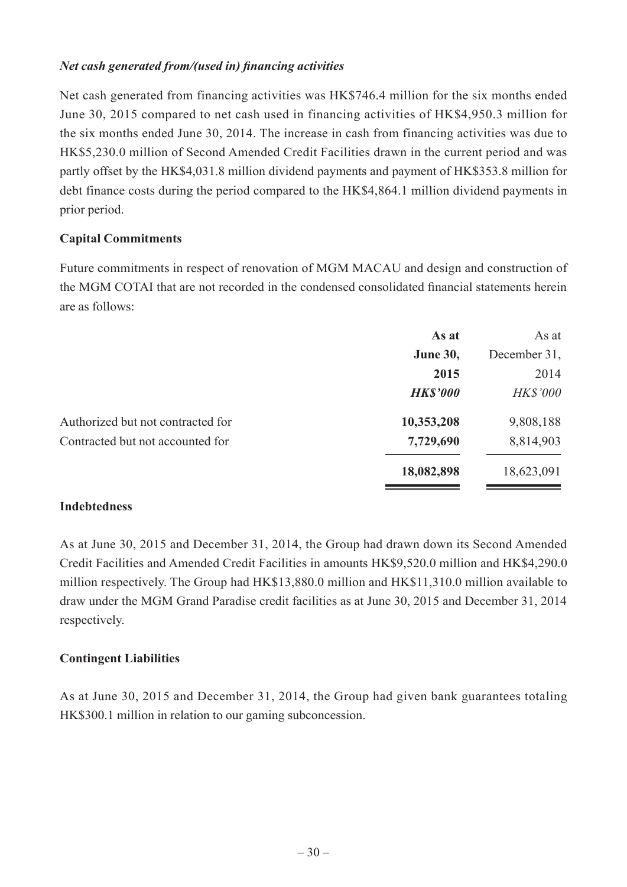***Net cash generated from/(used in) financing activities***

Net cash generated from financing activities was HK$746.4 million for the six months ended June 30, 2015 compared to net cash used in financing activities of HK$4,950.3 million for the six months ended June 30, 2014. The increase in cash from financing activities was due to HK$5,230.0 million of Second Amended Credit Facilities drawn in the current period and was partly offset by the HK$4,031.8 million dividend payments and payment of HK$353.8 million for debt finance costs during the period compared to the HK$4,864.1 million dividend payments in prior period.

**Capital Commitments**

Future commitments in respect of renovation of MGM MACAU and design and construction of the MGM COTAI that are not recorded in the condensed consolidated financial statements herein are as follows:

| | **As at June 30, 2015** | As at December 31, 2014 |
|---|---|---|
| | ***HK$'000*** | *HK$'000* |
| Authorized but not contracted for | **10,353,208** | 9,808,188 |
| Contracted but not accounted for | **7,729,690** | 8,814,903 |
| | **18,082,898** | 18,623,091 |

**Indebtedness**

As at June 30, 2015 and December 31, 2014, the Group had drawn down its Second Amended Credit Facilities and Amended Credit Facilities in amounts HK$9,520.0 million and HK$4,290.0 million respectively. The Group had HK$13,880.0 million and HK$11,310.0 million available to draw under the MGM Grand Paradise credit facilities as at June 30, 2015 and December 31, 2014 respectively.

**Contingent Liabilities**

As at June 30, 2015 and December 31, 2014, the Group had given bank guarantees totaling HK$300.1 million in relation to our gaming subconcession.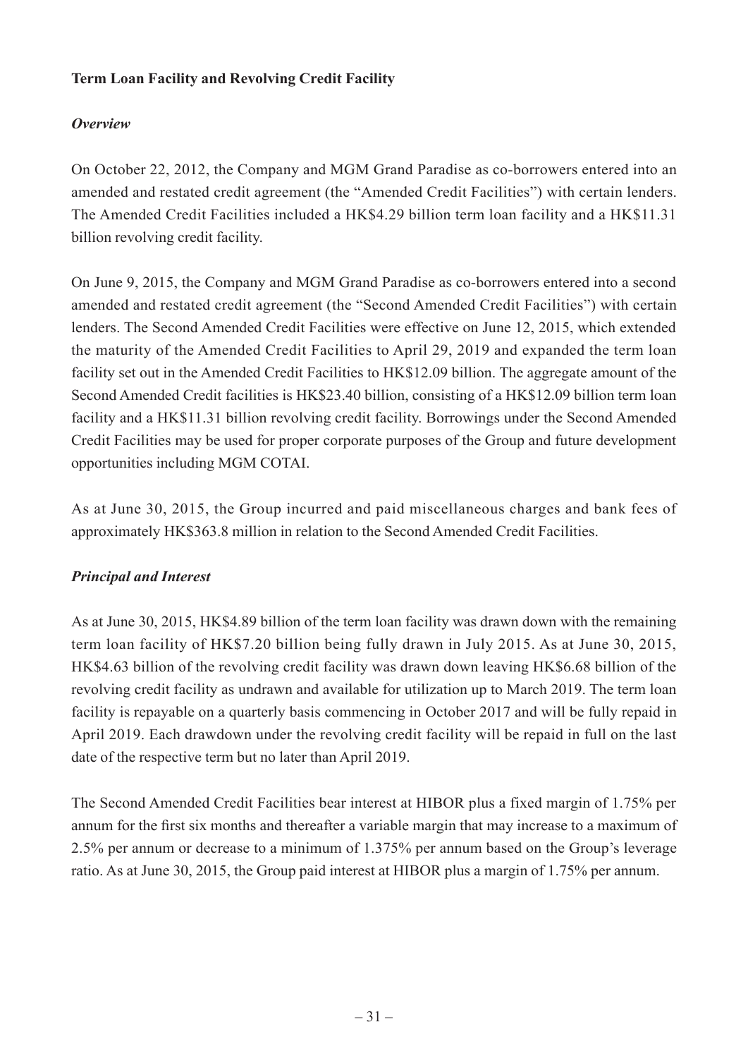**Term Loan Facility and Revolving Credit Facility**

***Overview***

On October 22, 2012, the Company and MGM Grand Paradise as co-borrowers entered into an amended and restated credit agreement (the "Amended Credit Facilities") with certain lenders. The Amended Credit Facilities included a HK$4.29 billion term loan facility and a HK$11.31 billion revolving credit facility.

On June 9, 2015, the Company and MGM Grand Paradise as co-borrowers entered into a second amended and restated credit agreement (the "Second Amended Credit Facilities") with certain lenders. The Second Amended Credit Facilities were effective on June 12, 2015, which extended the maturity of the Amended Credit Facilities to April 29, 2019 and expanded the term loan facility set out in the Amended Credit Facilities to HK$12.09 billion. The aggregate amount of the Second Amended Credit facilities is HK$23.40 billion, consisting of a HK$12.09 billion term loan facility and a HK$11.31 billion revolving credit facility. Borrowings under the Second Amended Credit Facilities may be used for proper corporate purposes of the Group and future development opportunities including MGM COTAI.

As at June 30, 2015, the Group incurred and paid miscellaneous charges and bank fees of approximately HK$363.8 million in relation to the Second Amended Credit Facilities.

***Principal and Interest***

As at June 30, 2015, HK$4.89 billion of the term loan facility was drawn down with the remaining term loan facility of HK$7.20 billion being fully drawn in July 2015. As at June 30, 2015, HK$4.63 billion of the revolving credit facility was drawn down leaving HK$6.68 billion of the revolving credit facility as undrawn and available for utilization up to March 2019. The term loan facility is repayable on a quarterly basis commencing in October 2017 and will be fully repaid in April 2019. Each drawdown under the revolving credit facility will be repaid in full on the last date of the respective term but no later than April 2019.

The Second Amended Credit Facilities bear interest at HIBOR plus a fixed margin of 1.75% per annum for the first six months and thereafter a variable margin that may increase to a maximum of 2.5% per annum or decrease to a minimum of 1.375% per annum based on the Group's leverage ratio. As at June 30, 2015, the Group paid interest at HIBOR plus a margin of 1.75% per annum.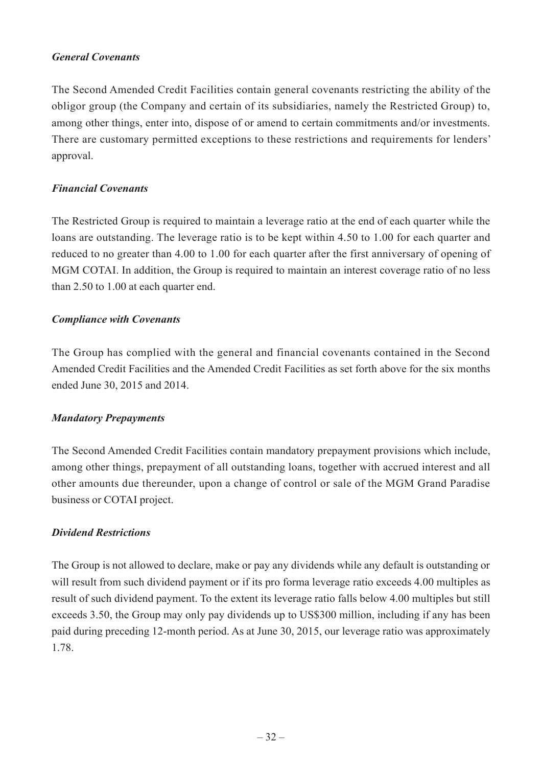***General Covenants***

The Second Amended Credit Facilities contain general covenants restricting the ability of the obligor group (the Company and certain of its subsidiaries, namely the Restricted Group) to, among other things, enter into, dispose of or amend to certain commitments and/or investments. There are customary permitted exceptions to these restrictions and requirements for lenders' approval.

***Financial Covenants***

The Restricted Group is required to maintain a leverage ratio at the end of each quarter while the loans are outstanding. The leverage ratio is to be kept within 4.50 to 1.00 for each quarter and reduced to no greater than 4.00 to 1.00 for each quarter after the first anniversary of opening of MGM COTAI. In addition, the Group is required to maintain an interest coverage ratio of no less than 2.50 to 1.00 at each quarter end.

***Compliance with Covenants***

The Group has complied with the general and financial covenants contained in the Second Amended Credit Facilities and the Amended Credit Facilities as set forth above for the six months ended June 30, 2015 and 2014.

***Mandatory Prepayments***

The Second Amended Credit Facilities contain mandatory prepayment provisions which include, among other things, prepayment of all outstanding loans, together with accrued interest and all other amounts due thereunder, upon a change of control or sale of the MGM Grand Paradise business or COTAI project.

***Dividend Restrictions***

The Group is not allowed to declare, make or pay any dividends while any default is outstanding or will result from such dividend payment or if its pro forma leverage ratio exceeds 4.00 multiples as result of such dividend payment. To the extent its leverage ratio falls below 4.00 multiples but still exceeds 3.50, the Group may only pay dividends up to US$300 million, including if any has been paid during preceding 12-month period. As at June 30, 2015, our leverage ratio was approximately 1.78.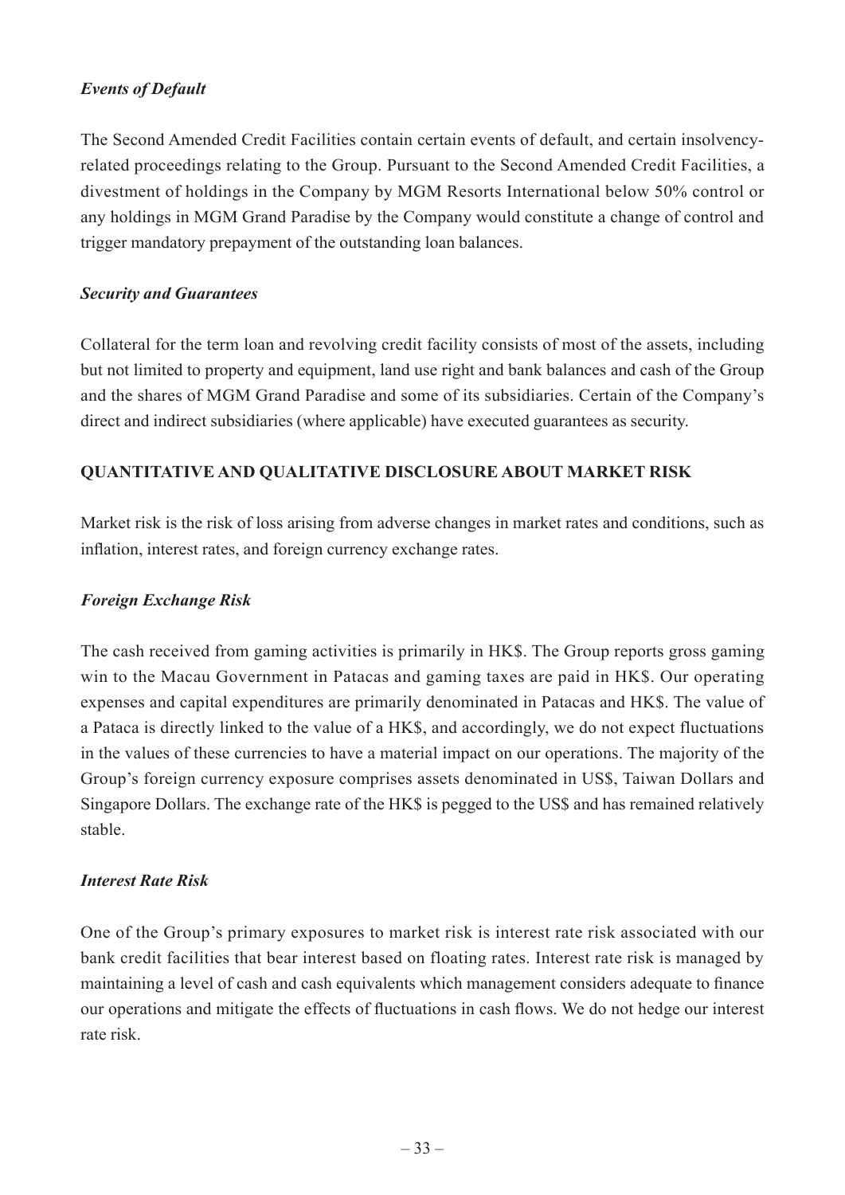### *Events of Default*

The Second Amended Credit Facilities contain certain events of default, and certain insolvency-related proceedings relating to the Group. Pursuant to the Second Amended Credit Facilities, a divestment of holdings in the Company by MGM Resorts International below 50% control or any holdings in MGM Grand Paradise by the Company would constitute a change of control and trigger mandatory prepayment of the outstanding loan balances.

### *Security and Guarantees*

Collateral for the term loan and revolving credit facility consists of most of the assets, including but not limited to property and equipment, land use right and bank balances and cash of the Group and the shares of MGM Grand Paradise and some of its subsidiaries. Certain of the Company's direct and indirect subsidiaries (where applicable) have executed guarantees as security.

## QUANTITATIVE AND QUALITATIVE DISCLOSURE ABOUT MARKET RISK

Market risk is the risk of loss arising from adverse changes in market rates and conditions, such as inflation, interest rates, and foreign currency exchange rates.

### *Foreign Exchange Risk*

The cash received from gaming activities is primarily in HK$. The Group reports gross gaming win to the Macau Government in Patacas and gaming taxes are paid in HK$. Our operating expenses and capital expenditures are primarily denominated in Patacas and HK$. The value of a Pataca is directly linked to the value of a HK$, and accordingly, we do not expect fluctuations in the values of these currencies to have a material impact on our operations. The majority of the Group's foreign currency exposure comprises assets denominated in US$, Taiwan Dollars and Singapore Dollars. The exchange rate of the HK$ is pegged to the US$ and has remained relatively stable.

### *Interest Rate Risk*

One of the Group's primary exposures to market risk is interest rate risk associated with our bank credit facilities that bear interest based on floating rates. Interest rate risk is managed by maintaining a level of cash and cash equivalents which management considers adequate to finance our operations and mitigate the effects of fluctuations in cash flows. We do not hedge our interest rate risk.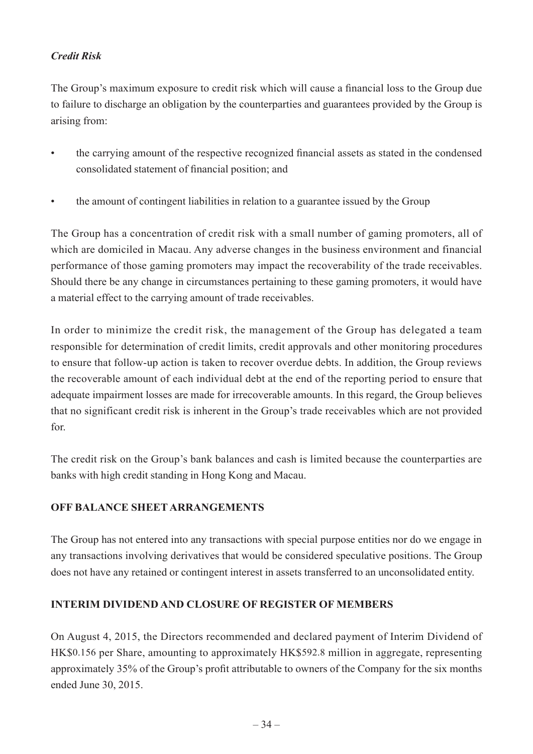*Credit Risk*

The Group's maximum exposure to credit risk which will cause a financial loss to the Group due to failure to discharge an obligation by the counterparties and guarantees provided by the Group is arising from:

- the carrying amount of the respective recognized financial assets as stated in the condensed consolidated statement of financial position; and
- the amount of contingent liabilities in relation to a guarantee issued by the Group

The Group has a concentration of credit risk with a small number of gaming promoters, all of which are domiciled in Macau. Any adverse changes in the business environment and financial performance of those gaming promoters may impact the recoverability of the trade receivables. Should there be any change in circumstances pertaining to these gaming promoters, it would have a material effect to the carrying amount of trade receivables.

In order to minimize the credit risk, the management of the Group has delegated a team responsible for determination of credit limits, credit approvals and other monitoring procedures to ensure that follow-up action is taken to recover overdue debts. In addition, the Group reviews the recoverable amount of each individual debt at the end of the reporting period to ensure that adequate impairment losses are made for irrecoverable amounts. In this regard, the Group believes that no significant credit risk is inherent in the Group's trade receivables which are not provided for.

The credit risk on the Group's bank balances and cash is limited because the counterparties are banks with high credit standing in Hong Kong and Macau.

## OFF BALANCE SHEET ARRANGEMENTS

The Group has not entered into any transactions with special purpose entities nor do we engage in any transactions involving derivatives that would be considered speculative positions. The Group does not have any retained or contingent interest in assets transferred to an unconsolidated entity.

## INTERIM DIVIDEND AND CLOSURE OF REGISTER OF MEMBERS

On August 4, 2015, the Directors recommended and declared payment of Interim Dividend of HK$0.156 per Share, amounting to approximately HK$592.8 million in aggregate, representing approximately 35% of the Group's profit attributable to owners of the Company for the six months ended June 30, 2015.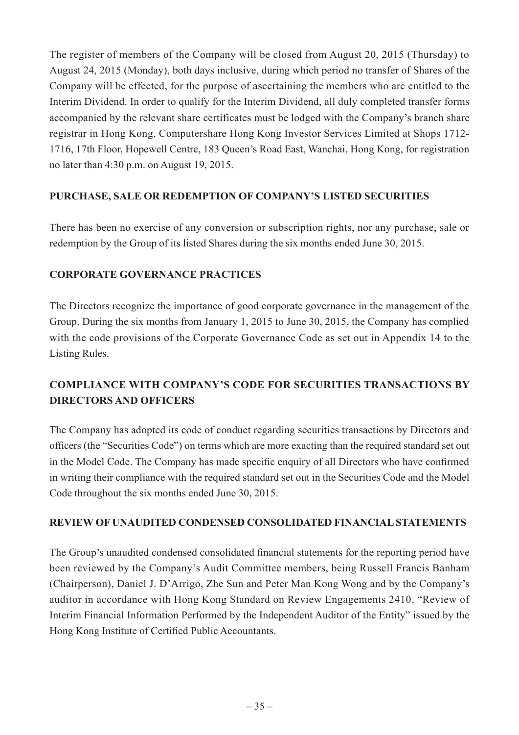The register of members of the Company will be closed from August 20, 2015 (Thursday) to August 24, 2015 (Monday), both days inclusive, during which period no transfer of Shares of the Company will be effected, for the purpose of ascertaining the members who are entitled to the Interim Dividend. In order to qualify for the Interim Dividend, all duly completed transfer forms accompanied by the relevant share certificates must be lodged with the Company's branch share registrar in Hong Kong, Computershare Hong Kong Investor Services Limited at Shops 1712-1716, 17th Floor, Hopewell Centre, 183 Queen's Road East, Wanchai, Hong Kong, for registration no later than 4:30 p.m. on August 19, 2015.

## PURCHASE, SALE OR REDEMPTION OF COMPANY'S LISTED SECURITIES

There has been no exercise of any conversion or subscription rights, nor any purchase, sale or redemption by the Group of its listed Shares during the six months ended June 30, 2015.

## CORPORATE GOVERNANCE PRACTICES

The Directors recognize the importance of good corporate governance in the management of the Group. During the six months from January 1, 2015 to June 30, 2015, the Company has complied with the code provisions of the Corporate Governance Code as set out in Appendix 14 to the Listing Rules.

## COMPLIANCE WITH COMPANY'S CODE FOR SECURITIES TRANSACTIONS BY DIRECTORS AND OFFICERS

The Company has adopted its code of conduct regarding securities transactions by Directors and officers (the "Securities Code") on terms which are more exacting than the required standard set out in the Model Code. The Company has made specific enquiry of all Directors who have confirmed in writing their compliance with the required standard set out in the Securities Code and the Model Code throughout the six months ended June 30, 2015.

## REVIEW OF UNAUDITED CONDENSED CONSOLIDATED FINANCIAL STATEMENTS

The Group's unaudited condensed consolidated financial statements for the reporting period have been reviewed by the Company's Audit Committee members, being Russell Francis Banham (Chairperson), Daniel J. D'Arrigo, Zhe Sun and Peter Man Kong Wong and by the Company's auditor in accordance with Hong Kong Standard on Review Engagements 2410, "Review of Interim Financial Information Performed by the Independent Auditor of the Entity" issued by the Hong Kong Institute of Certified Public Accountants.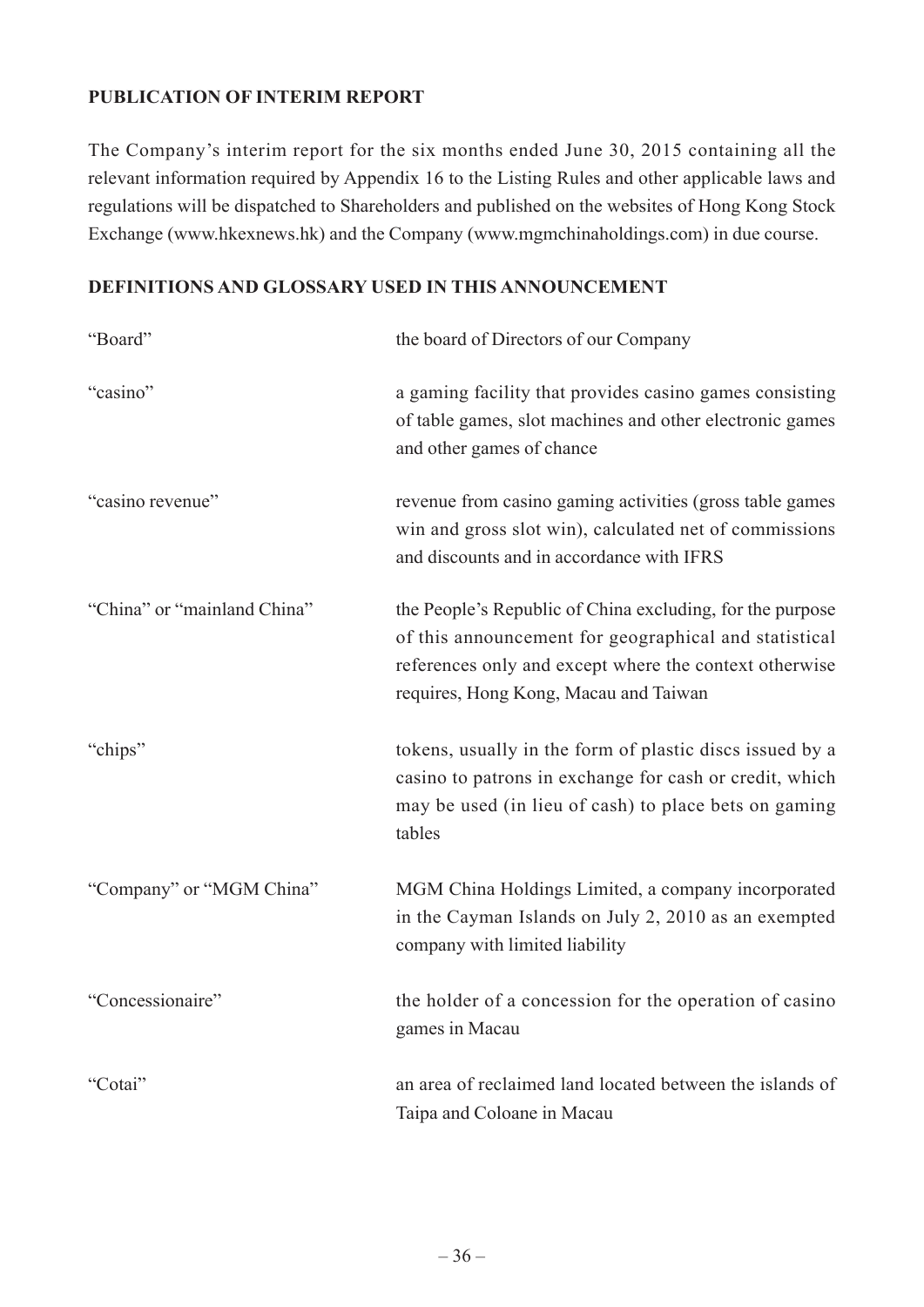## PUBLICATION OF INTERIM REPORT

The Company's interim report for the six months ended June 30, 2015 containing all the relevant information required by Appendix 16 to the Listing Rules and other applicable laws and regulations will be dispatched to Shareholders and published on the websites of Hong Kong Stock Exchange (www.hkexnews.hk) and the Company (www.mgmchinaholdings.com) in due course.

## DEFINITIONS AND GLOSSARY USED IN THIS ANNOUNCEMENT

| | |
|---|---|
| "Board" | the board of Directors of our Company |
| "casino" | a gaming facility that provides casino games consisting of table games, slot machines and other electronic games and other games of chance |
| "casino revenue" | revenue from casino gaming activities (gross table games win and gross slot win), calculated net of commissions and discounts and in accordance with IFRS |
| "China" or "mainland China" | the People's Republic of China excluding, for the purpose of this announcement for geographical and statistical references only and except where the context otherwise requires, Hong Kong, Macau and Taiwan |
| "chips" | tokens, usually in the form of plastic discs issued by a casino to patrons in exchange for cash or credit, which may be used (in lieu of cash) to place bets on gaming tables |
| "Company" or "MGM China" | MGM China Holdings Limited, a company incorporated in the Cayman Islands on July 2, 2010 as an exempted company with limited liability |
| "Concessionaire" | the holder of a concession for the operation of casino games in Macau |
| "Cotai" | an area of reclaimed land located between the islands of Taipa and Coloane in Macau |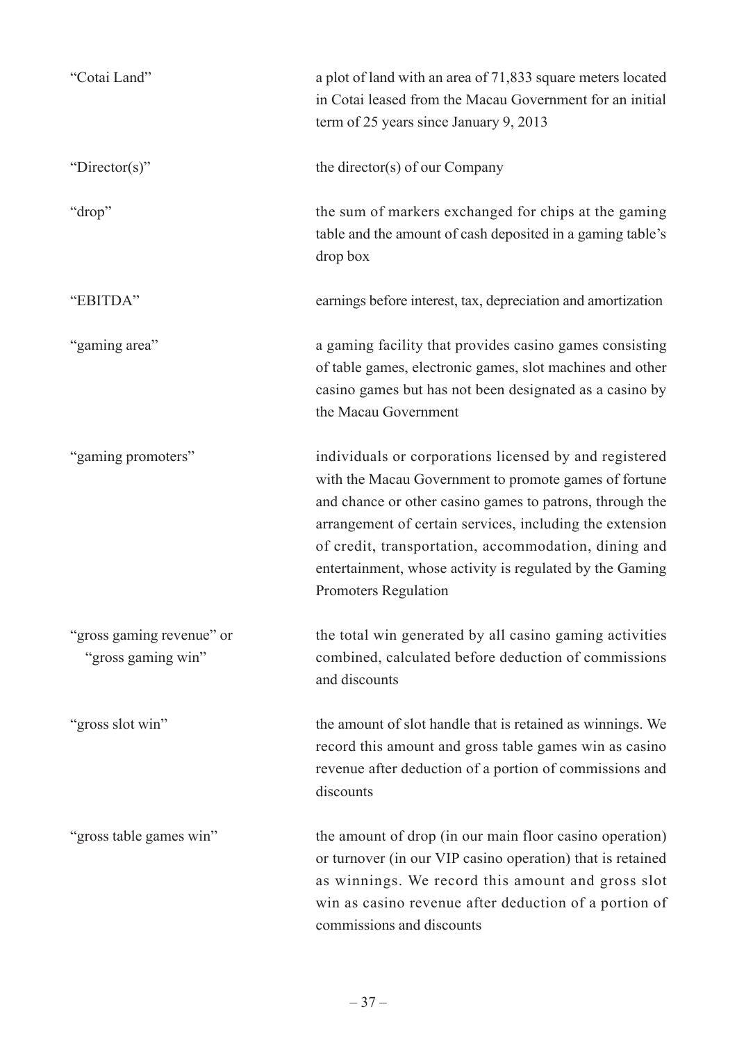| | |
|---|---|
| "Cotai Land" | a plot of land with an area of 71,833 square meters located in Cotai leased from the Macau Government for an initial term of 25 years since January 9, 2013 |
| "Director(s)" | the director(s) of our Company |
| "drop" | the sum of markers exchanged for chips at the gaming table and the amount of cash deposited in a gaming table's drop box |
| "EBITDA" | earnings before interest, tax, depreciation and amortization |
| "gaming area" | a gaming facility that provides casino games consisting of table games, electronic games, slot machines and other casino games but has not been designated as a casino by the Macau Government |
| "gaming promoters" | individuals or corporations licensed by and registered with the Macau Government to promote games of fortune and chance or other casino games to patrons, through the arrangement of certain services, including the extension of credit, transportation, accommodation, dining and entertainment, whose activity is regulated by the Gaming Promoters Regulation |
| "gross gaming revenue" or "gross gaming win" | the total win generated by all casino gaming activities combined, calculated before deduction of commissions and discounts |
| "gross slot win" | the amount of slot handle that is retained as winnings. We record this amount and gross table games win as casino revenue after deduction of a portion of commissions and discounts |
| "gross table games win" | the amount of drop (in our main floor casino operation) or turnover (in our VIP casino operation) that is retained as winnings. We record this amount and gross slot win as casino revenue after deduction of a portion of commissions and discounts |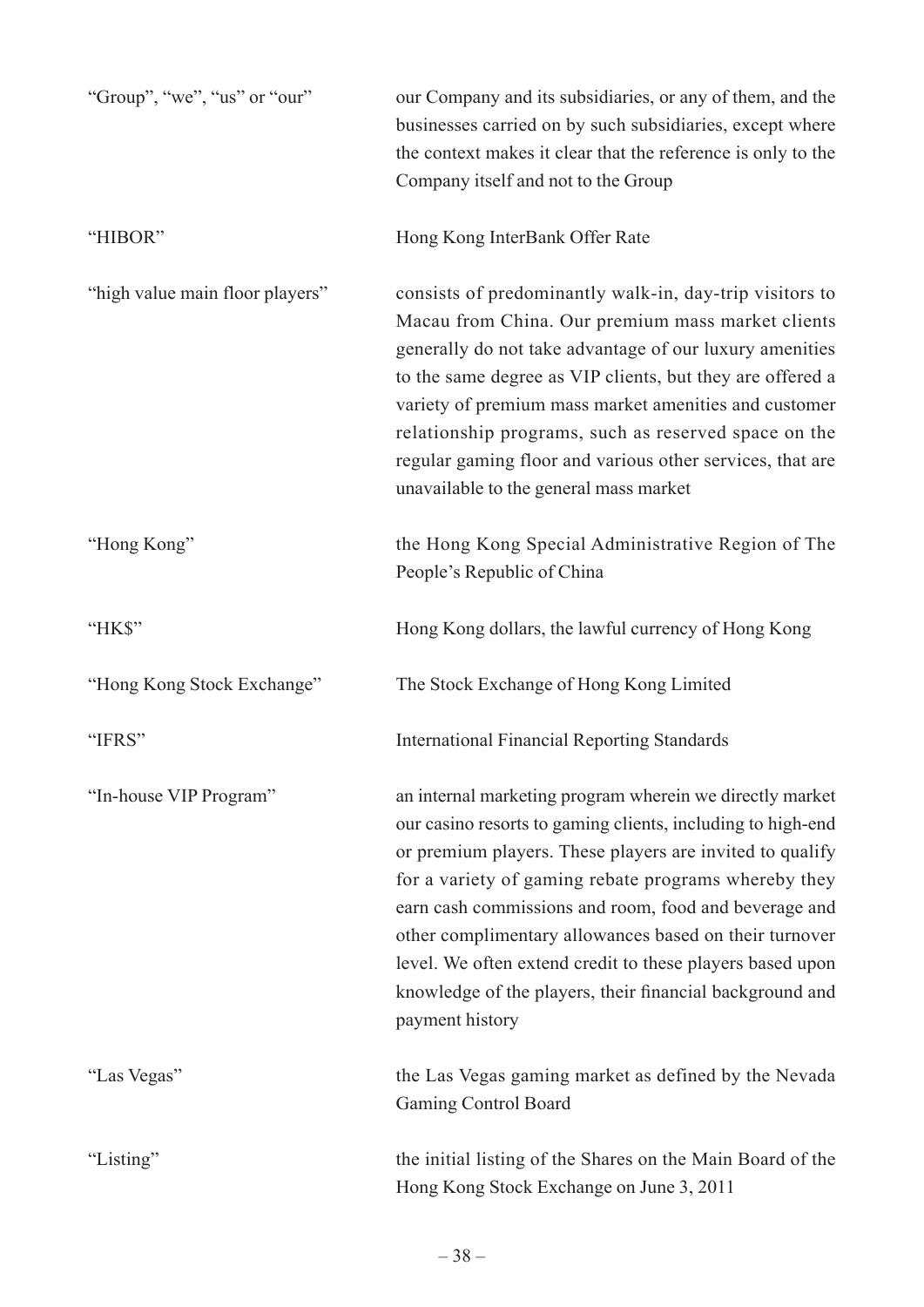| | |
|---|---|
| "Group", "we", "us" or "our" | our Company and its subsidiaries, or any of them, and the businesses carried on by such subsidiaries, except where the context makes it clear that the reference is only to the Company itself and not to the Group |
| "HIBOR" | Hong Kong InterBank Offer Rate |
| "high value main floor players" | consists of predominantly walk-in, day-trip visitors to Macau from China. Our premium mass market clients generally do not take advantage of our luxury amenities to the same degree as VIP clients, but they are offered a variety of premium mass market amenities and customer relationship programs, such as reserved space on the regular gaming floor and various other services, that are unavailable to the general mass market |
| "Hong Kong" | the Hong Kong Special Administrative Region of The People's Republic of China |
| "HK$" | Hong Kong dollars, the lawful currency of Hong Kong |
| "Hong Kong Stock Exchange" | The Stock Exchange of Hong Kong Limited |
| "IFRS" | International Financial Reporting Standards |
| "In-house VIP Program" | an internal marketing program wherein we directly market our casino resorts to gaming clients, including to high-end or premium players. These players are invited to qualify for a variety of gaming rebate programs whereby they earn cash commissions and room, food and beverage and other complimentary allowances based on their turnover level. We often extend credit to these players based upon knowledge of the players, their financial background and payment history |
| "Las Vegas" | the Las Vegas gaming market as defined by the Nevada Gaming Control Board |
| "Listing" | the initial listing of the Shares on the Main Board of the Hong Kong Stock Exchange on June 3, 2011 |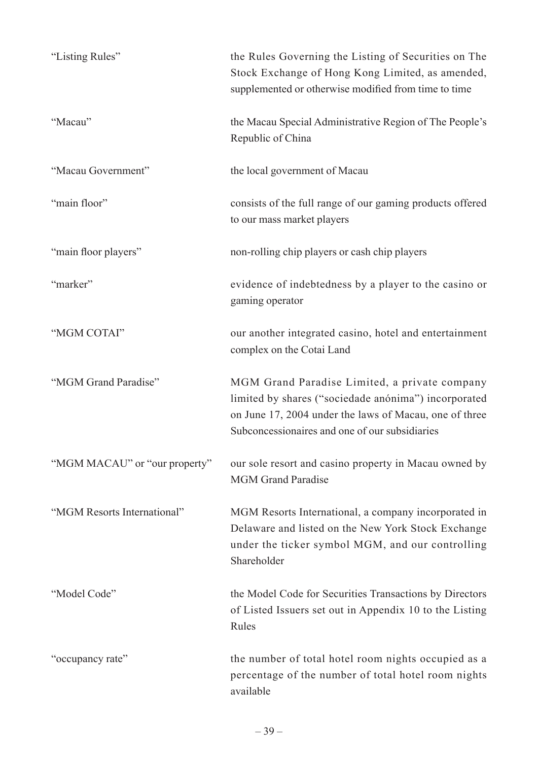| | |
|---|---|
| "Listing Rules" | the Rules Governing the Listing of Securities on The Stock Exchange of Hong Kong Limited, as amended, supplemented or otherwise modified from time to time |
| "Macau" | the Macau Special Administrative Region of The People's Republic of China |
| "Macau Government" | the local government of Macau |
| "main floor" | consists of the full range of our gaming products offered to our mass market players |
| "main floor players" | non-rolling chip players or cash chip players |
| "marker" | evidence of indebtedness by a player to the casino or gaming operator |
| "MGM COTAI" | our another integrated casino, hotel and entertainment complex on the Cotai Land |
| "MGM Grand Paradise" | MGM Grand Paradise Limited, a private company limited by shares ("sociedade anónima") incorporated on June 17, 2004 under the laws of Macau, one of three Subconcessionaires and one of our subsidiaries |
| "MGM MACAU" or "our property" | our sole resort and casino property in Macau owned by MGM Grand Paradise |
| "MGM Resorts International" | MGM Resorts International, a company incorporated in Delaware and listed on the New York Stock Exchange under the ticker symbol MGM, and our controlling Shareholder |
| "Model Code" | the Model Code for Securities Transactions by Directors of Listed Issuers set out in Appendix 10 to the Listing Rules |
| "occupancy rate" | the number of total hotel room nights occupied as a percentage of the number of total hotel room nights available |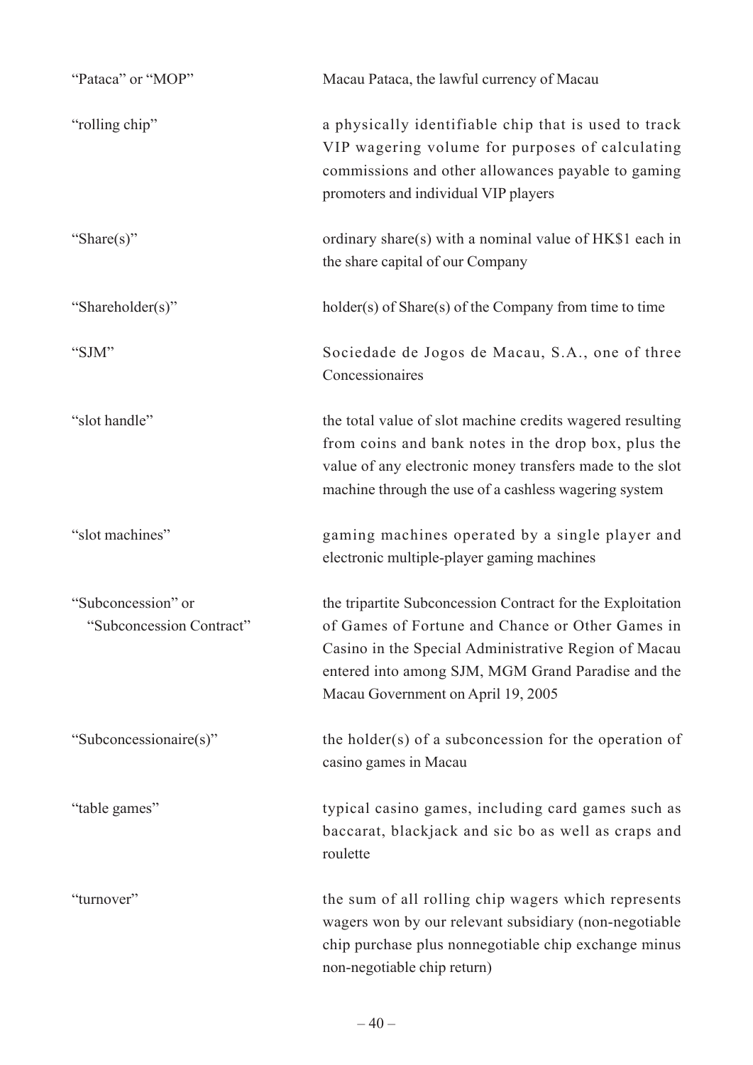| | |
|---|---|
| "Pataca" or "MOP" | Macau Pataca, the lawful currency of Macau |
| "rolling chip" | a physically identifiable chip that is used to track VIP wagering volume for purposes of calculating commissions and other allowances payable to gaming promoters and individual VIP players |
| "Share(s)" | ordinary share(s) with a nominal value of HK$1 each in the share capital of our Company |
| "Shareholder(s)" | holder(s) of Share(s) of the Company from time to time |
| "SJM" | Sociedade de Jogos de Macau, S.A., one of three Concessionaires |
| "slot handle" | the total value of slot machine credits wagered resulting from coins and bank notes in the drop box, plus the value of any electronic money transfers made to the slot machine through the use of a cashless wagering system |
| "slot machines" | gaming machines operated by a single player and electronic multiple-player gaming machines |
| "Subconcession" or "Subconcession Contract" | the tripartite Subconcession Contract for the Exploitation of Games of Fortune and Chance or Other Games in Casino in the Special Administrative Region of Macau entered into among SJM, MGM Grand Paradise and the Macau Government on April 19, 2005 |
| "Subconcessionaire(s)" | the holder(s) of a subconcession for the operation of casino games in Macau |
| "table games" | typical casino games, including card games such as baccarat, blackjack and sic bo as well as craps and roulette |
| "turnover" | the sum of all rolling chip wagers which represents wagers won by our relevant subsidiary (non-negotiable chip purchase plus nonnegotiable chip exchange minus non-negotiable chip return) |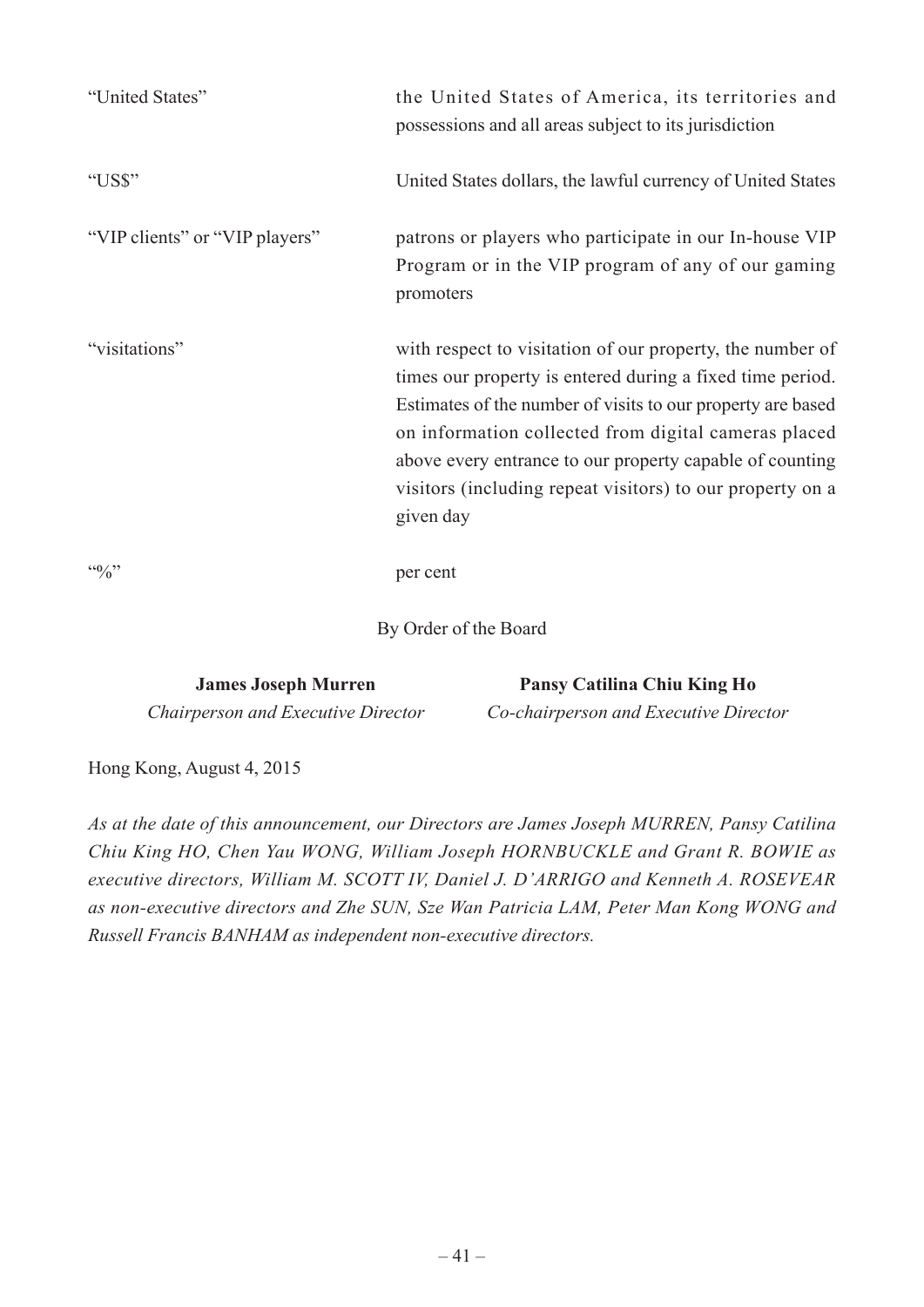| | |
|---|---|
| "United States" | the United States of America, its territories and possessions and all areas subject to its jurisdiction |
| "US$" | United States dollars, the lawful currency of United States |
| "VIP clients" or "VIP players" | patrons or players who participate in our In-house VIP Program or in the VIP program of any of our gaming promoters |
| "visitations" | with respect to visitation of our property, the number of times our property is entered during a fixed time period. Estimates of the number of visits to our property are based on information collected from digital cameras placed above every entrance to our property capable of counting visitors (including repeat visitors) to our property on a given day |
| "%" | per cent |

By Order of the Board

| | |
|---|---|
| **James Joseph Murren** | **Pansy Catilina Chiu King Ho** |
| *Chairperson and Executive Director* | *Co-chairperson and Executive Director* |

Hong Kong, August 4, 2015

*As at the date of this announcement, our Directors are James Joseph MURREN, Pansy Catilina Chiu King HO, Chen Yau WONG, William Joseph HORNBUCKLE and Grant R. BOWIE as executive directors, William M. SCOTT IV, Daniel J. D'ARRIGO and Kenneth A. ROSEVEAR as non-executive directors and Zhe SUN, Sze Wan Patricia LAM, Peter Man Kong WONG and Russell Francis BANHAM as independent non-executive directors.*